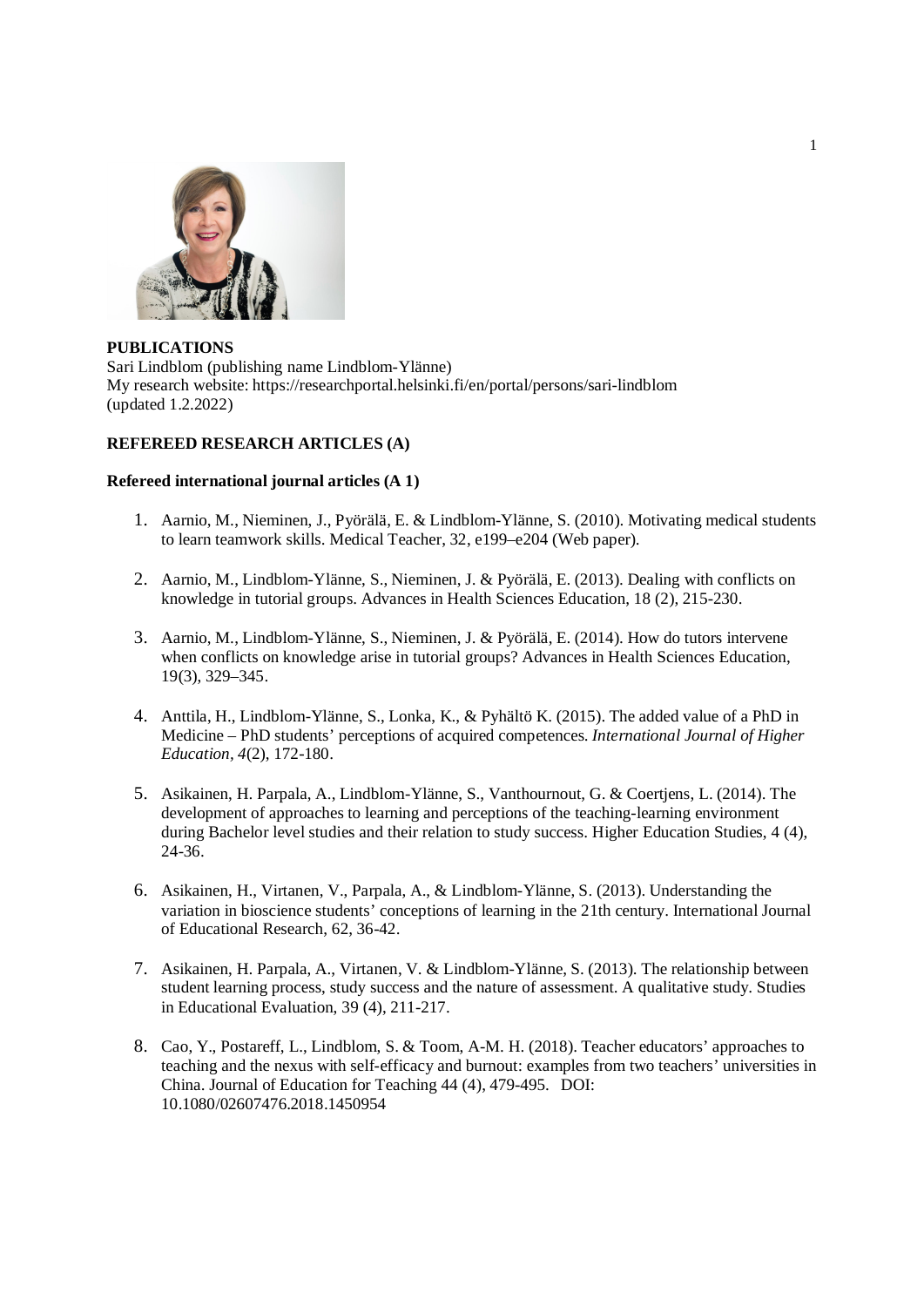**PUBLICATIONS**
Sari Lindblom (publishing name Lindblom-Ylänne)
My research website: https://researchportal.helsinki.fi/en/portal/persons/sari-lindblom
(updated 1.2.2022)

**REFEREED RESEARCH ARTICLES (A)**

**Refereed international journal articles (A 1)**

1. Aarnio, M., Nieminen, J., Pyörälä, E. & Lindblom-Ylänne, S. (2010). Motivating medical students to learn teamwork skills. Medical Teacher, 32, e199–e204 (Web paper).

2. Aarnio, M., Lindblom-Ylänne, S., Nieminen, J. & Pyörälä, E. (2013). Dealing with conflicts on knowledge in tutorial groups. Advances in Health Sciences Education, 18 (2), 215-230.

3. Aarnio, M., Lindblom-Ylänne, S., Nieminen, J. & Pyörälä, E. (2014). How do tutors intervene when conflicts on knowledge arise in tutorial groups? Advances in Health Sciences Education, 19(3), 329–345.

4. Anttila, H., Lindblom-Ylänne, S., Lonka, K., & Pyhältö K. (2015). The added value of a PhD in Medicine – PhD students' perceptions of acquired competences. *International Journal of Higher Education, 4*(2), 172-180.

5. Asikainen, H. Parpala, A., Lindblom-Ylänne, S., Vanthournout, G. & Coertjens, L. (2014). The development of approaches to learning and perceptions of the teaching-learning environment during Bachelor level studies and their relation to study success. Higher Education Studies, 4 (4), 24-36.

6. Asikainen, H., Virtanen, V., Parpala, A., & Lindblom-Ylänne, S. (2013). Understanding the variation in bioscience students' conceptions of learning in the 21th century. International Journal of Educational Research, 62, 36-42.

7. Asikainen, H. Parpala, A., Virtanen, V. & Lindblom-Ylänne, S. (2013). The relationship between student learning process, study success and the nature of assessment. A qualitative study. Studies in Educational Evaluation, 39 (4), 211-217.

8. Cao, Y., Postareff, L., Lindblom, S. & Toom, A-M. H. (2018). Teacher educators' approaches to teaching and the nexus with self-efficacy and burnout: examples from two teachers' universities in China. Journal of Education for Teaching 44 (4), 479-495. DOI: 10.1080/02607476.2018.1450954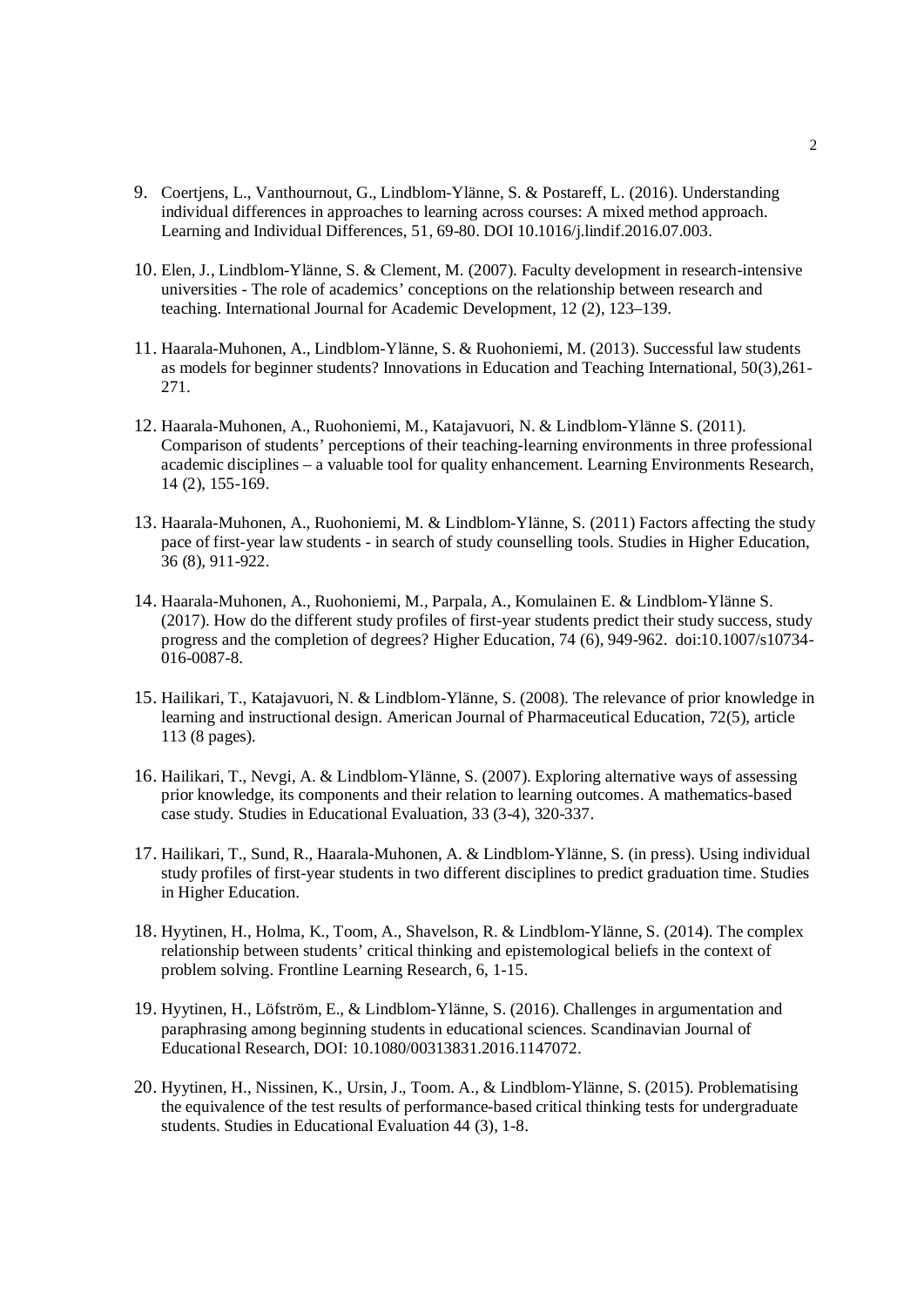9. Coertjens, L., Vanthournout, G., Lindblom-Ylänne, S. & Postareff, L. (2016). Understanding individual differences in approaches to learning across courses: A mixed method approach. Learning and Individual Differences, 51, 69-80. DOI 10.1016/j.lindif.2016.07.003.

10. Elen, J., Lindblom-Ylänne, S. & Clement, M. (2007). Faculty development in research-intensive universities - The role of academics' conceptions on the relationship between research and teaching. International Journal for Academic Development, 12 (2), 123–139.

11. Haarala-Muhonen, A., Lindblom-Ylänne, S. & Ruohoniemi, M. (2013). Successful law students as models for beginner students? Innovations in Education and Teaching International, 50(3),261-271.

12. Haarala-Muhonen, A., Ruohoniemi, M., Katajavuori, N. & Lindblom-Ylänne S. (2011). Comparison of students' perceptions of their teaching-learning environments in three professional academic disciplines – a valuable tool for quality enhancement. Learning Environments Research, 14 (2), 155-169.

13. Haarala-Muhonen, A., Ruohoniemi, M. & Lindblom-Ylänne, S. (2011) Factors affecting the study pace of first-year law students - in search of study counselling tools. Studies in Higher Education, 36 (8), 911-922.

14. Haarala-Muhonen, A., Ruohoniemi, M., Parpala, A., Komulainen E. & Lindblom-Ylänne S. (2017). How do the different study profiles of first-year students predict their study success, study progress and the completion of degrees? Higher Education, 74 (6), 949-962. doi:10.1007/s10734-016-0087-8.

15. Hailikari, T., Katajavuori, N. & Lindblom-Ylänne, S. (2008). The relevance of prior knowledge in learning and instructional design. American Journal of Pharmaceutical Education, 72(5), article 113 (8 pages).

16. Hailikari, T., Nevgi, A. & Lindblom-Ylänne, S. (2007). Exploring alternative ways of assessing prior knowledge, its components and their relation to learning outcomes. A mathematics-based case study. Studies in Educational Evaluation, 33 (3-4), 320-337.

17. Hailikari, T., Sund, R., Haarala-Muhonen, A. & Lindblom-Ylänne, S. (in press). Using individual study profiles of first-year students in two different disciplines to predict graduation time. Studies in Higher Education.

18. Hyytinen, H., Holma, K., Toom, A., Shavelson, R. & Lindblom-Ylänne, S. (2014). The complex relationship between students' critical thinking and epistemological beliefs in the context of problem solving. Frontline Learning Research, 6, 1-15.

19. Hyytinen, H., Löfström, E., & Lindblom-Ylänne, S. (2016). Challenges in argumentation and paraphrasing among beginning students in educational sciences. Scandinavian Journal of Educational Research, DOI: 10.1080/00313831.2016.1147072.

20. Hyytinen, H., Nissinen, K., Ursin, J., Toom. A., & Lindblom-Ylänne, S. (2015). Problematising the equivalence of the test results of performance-based critical thinking tests for undergraduate students. Studies in Educational Evaluation 44 (3), 1-8.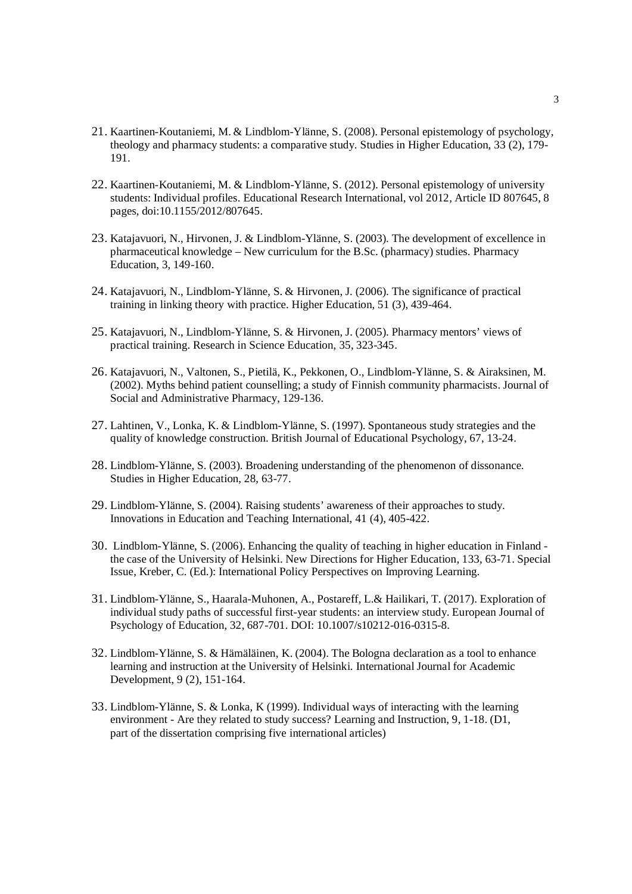21. Kaartinen-Koutaniemi, M. & Lindblom-Ylänne, S. (2008). Personal epistemology of psychology, theology and pharmacy students: a comparative study. Studies in Higher Education, 33 (2), 179-191.

22. Kaartinen-Koutaniemi, M. & Lindblom-Ylänne, S. (2012). Personal epistemology of university students: Individual profiles. Educational Research International, vol 2012, Article ID 807645, 8 pages, doi:10.1155/2012/807645.

23. Katajavuori, N., Hirvonen, J. & Lindblom-Ylänne, S. (2003). The development of excellence in pharmaceutical knowledge – New curriculum for the B.Sc. (pharmacy) studies. Pharmacy Education, 3, 149-160.

24. Katajavuori, N., Lindblom-Ylänne, S. & Hirvonen, J. (2006). The significance of practical training in linking theory with practice. Higher Education, 51 (3), 439-464.

25. Katajavuori, N., Lindblom-Ylänne, S. & Hirvonen, J. (2005). Pharmacy mentors' views of practical training. Research in Science Education, 35, 323-345.

26. Katajavuori, N., Valtonen, S., Pietilä, K., Pekkonen, O., Lindblom-Ylänne, S. & Airaksinen, M. (2002). Myths behind patient counselling; a study of Finnish community pharmacists. Journal of Social and Administrative Pharmacy, 129-136.

27. Lahtinen, V., Lonka, K. & Lindblom-Ylänne, S. (1997). Spontaneous study strategies and the quality of knowledge construction. British Journal of Educational Psychology, 67, 13-24.

28. Lindblom-Ylänne, S. (2003). Broadening understanding of the phenomenon of dissonance. Studies in Higher Education, 28, 63-77.

29. Lindblom-Ylänne, S. (2004). Raising students' awareness of their approaches to study. Innovations in Education and Teaching International, 41 (4), 405-422.

30. Lindblom-Ylänne, S. (2006). Enhancing the quality of teaching in higher education in Finland - the case of the University of Helsinki. New Directions for Higher Education, 133, 63-71. Special Issue, Kreber, C. (Ed.): International Policy Perspectives on Improving Learning.

31. Lindblom-Ylänne, S., Haarala-Muhonen, A., Postareff, L.& Hailikari, T. (2017). Exploration of individual study paths of successful first-year students: an interview study. European Journal of Psychology of Education, 32, 687-701. DOI: 10.1007/s10212-016-0315-8.

32. Lindblom-Ylänne, S. & Hämäläinen, K. (2004). The Bologna declaration as a tool to enhance learning and instruction at the University of Helsinki. International Journal for Academic Development, 9 (2), 151-164.

33. Lindblom-Ylänne, S. & Lonka, K (1999). Individual ways of interacting with the learning environment - Are they related to study success? Learning and Instruction, 9, 1-18. (D1, part of the dissertation comprising five international articles)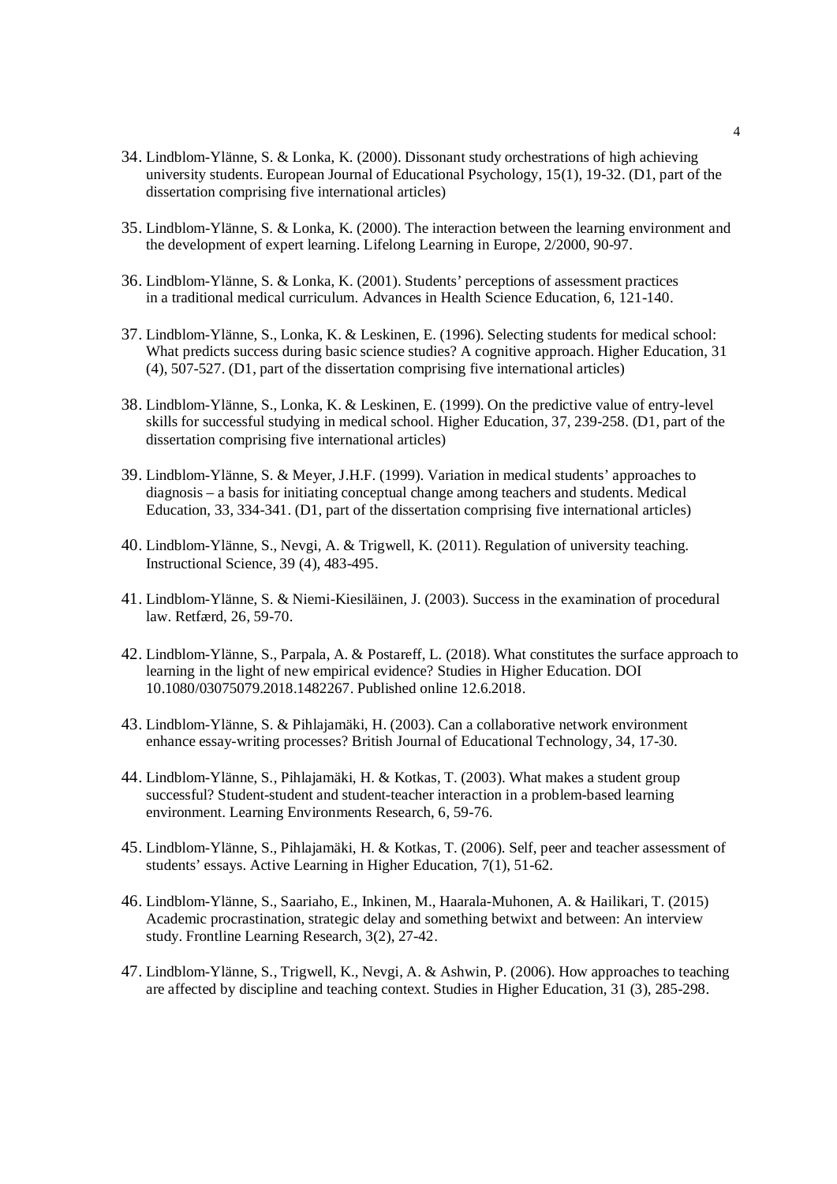34. Lindblom-Ylänne, S. & Lonka, K. (2000). Dissonant study orchestrations of high achieving university students. European Journal of Educational Psychology, 15(1), 19-32. (D1, part of the dissertation comprising five international articles)

35. Lindblom-Ylänne, S. & Lonka, K. (2000). The interaction between the learning environment and the development of expert learning. Lifelong Learning in Europe, 2/2000, 90-97.

36. Lindblom-Ylänne, S. & Lonka, K. (2001). Students' perceptions of assessment practices in a traditional medical curriculum. Advances in Health Science Education, 6, 121-140.

37. Lindblom-Ylänne, S., Lonka, K. & Leskinen, E. (1996). Selecting students for medical school: What predicts success during basic science studies? A cognitive approach. Higher Education, 31 (4), 507-527. (D1, part of the dissertation comprising five international articles)

38. Lindblom-Ylänne, S., Lonka, K. & Leskinen, E. (1999). On the predictive value of entry-level skills for successful studying in medical school. Higher Education, 37, 239-258. (D1, part of the dissertation comprising five international articles)

39. Lindblom-Ylänne, S. & Meyer, J.H.F. (1999). Variation in medical students' approaches to diagnosis – a basis for initiating conceptual change among teachers and students. Medical Education, 33, 334-341. (D1, part of the dissertation comprising five international articles)

40. Lindblom-Ylänne, S., Nevgi, A. & Trigwell, K. (2011). Regulation of university teaching. Instructional Science, 39 (4), 483-495.

41. Lindblom-Ylänne, S. & Niemi-Kiesiläinen, J. (2003). Success in the examination of procedural law. Retfærd, 26, 59-70.

42. Lindblom-Ylänne, S., Parpala, A. & Postareff, L. (2018). What constitutes the surface approach to learning in the light of new empirical evidence? Studies in Higher Education. DOI 10.1080/03075079.2018.1482267. Published online 12.6.2018.

43. Lindblom-Ylänne, S. & Pihlajamäki, H. (2003). Can a collaborative network environment enhance essay-writing processes? British Journal of Educational Technology, 34, 17-30.

44. Lindblom-Ylänne, S., Pihlajamäki, H. & Kotkas, T. (2003). What makes a student group successful? Student-student and student-teacher interaction in a problem-based learning environment. Learning Environments Research, 6, 59-76.

45. Lindblom-Ylänne, S., Pihlajamäki, H. & Kotkas, T. (2006). Self, peer and teacher assessment of students' essays. Active Learning in Higher Education, 7(1), 51-62.

46. Lindblom-Ylänne, S., Saariaho, E., Inkinen, M., Haarala-Muhonen, A. & Hailikari, T. (2015) Academic procrastination, strategic delay and something betwixt and between: An interview study. Frontline Learning Research, 3(2), 27-42.

47. Lindblom-Ylänne, S., Trigwell, K., Nevgi, A. & Ashwin, P. (2006). How approaches to teaching are affected by discipline and teaching context. Studies in Higher Education, 31 (3), 285-298.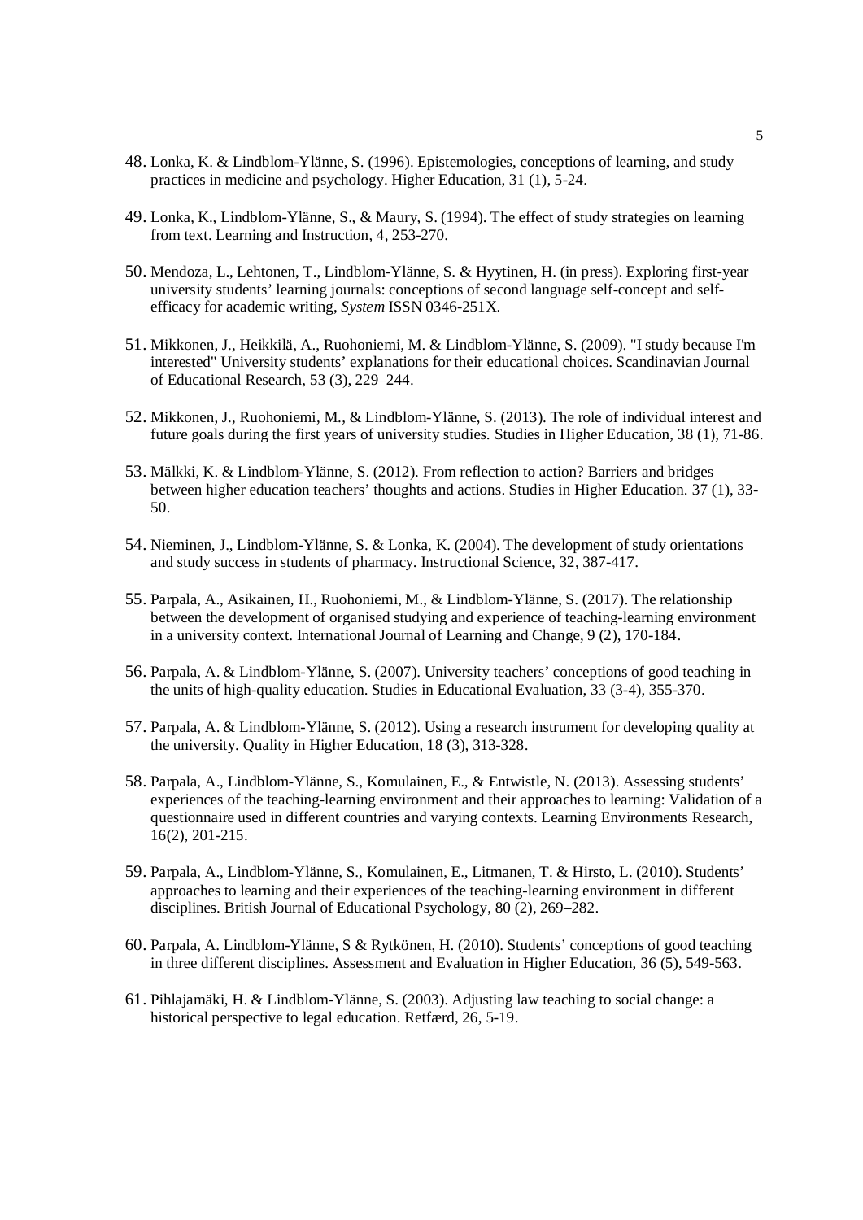48. Lonka, K. & Lindblom-Ylänne, S. (1996). Epistemologies, conceptions of learning, and study practices in medicine and psychology. Higher Education, 31 (1), 5-24.

49. Lonka, K., Lindblom-Ylänne, S., & Maury, S. (1994). The effect of study strategies on learning from text. Learning and Instruction, 4, 253-270.

50. Mendoza, L., Lehtonen, T., Lindblom-Ylänne, S. & Hyytinen, H. (in press). Exploring first-year university students' learning journals: conceptions of second language self-concept and self-efficacy for academic writing, *System* ISSN 0346-251X.

51. Mikkonen, J., Heikkilä, A., Ruohoniemi, M. & Lindblom-Ylänne, S. (2009). "I study because I'm interested" University students' explanations for their educational choices. Scandinavian Journal of Educational Research, 53 (3), 229–244.

52. Mikkonen, J., Ruohoniemi, M., & Lindblom-Ylänne, S. (2013). The role of individual interest and future goals during the first years of university studies. Studies in Higher Education, 38 (1), 71-86.

53. Mälkki, K. & Lindblom-Ylänne, S. (2012). From reflection to action? Barriers and bridges between higher education teachers' thoughts and actions. Studies in Higher Education. 37 (1), 33-50.

54. Nieminen, J., Lindblom-Ylänne, S. & Lonka, K. (2004). The development of study orientations and study success in students of pharmacy. Instructional Science, 32, 387-417.

55. Parpala, A., Asikainen, H., Ruohoniemi, M., & Lindblom-Ylänne, S. (2017). The relationship between the development of organised studying and experience of teaching-learning environment in a university context. International Journal of Learning and Change, 9 (2), 170-184.

56. Parpala, A. & Lindblom-Ylänne, S. (2007). University teachers' conceptions of good teaching in the units of high-quality education. Studies in Educational Evaluation, 33 (3-4), 355-370.

57. Parpala, A. & Lindblom-Ylänne, S. (2012). Using a research instrument for developing quality at the university. Quality in Higher Education, 18 (3), 313-328.

58. Parpala, A., Lindblom-Ylänne, S., Komulainen, E., & Entwistle, N. (2013). Assessing students' experiences of the teaching-learning environment and their approaches to learning: Validation of a questionnaire used in different countries and varying contexts. Learning Environments Research, 16(2), 201-215.

59. Parpala, A., Lindblom-Ylänne, S., Komulainen, E., Litmanen, T. & Hirsto, L. (2010). Students' approaches to learning and their experiences of the teaching-learning environment in different disciplines. British Journal of Educational Psychology, 80 (2), 269–282.

60. Parpala, A. Lindblom-Ylänne, S & Rytkönen, H. (2010). Students' conceptions of good teaching in three different disciplines. Assessment and Evaluation in Higher Education, 36 (5), 549-563.

61. Pihlajamäki, H. & Lindblom-Ylänne, S. (2003). Adjusting law teaching to social change: a historical perspective to legal education. Retfærd, 26, 5-19.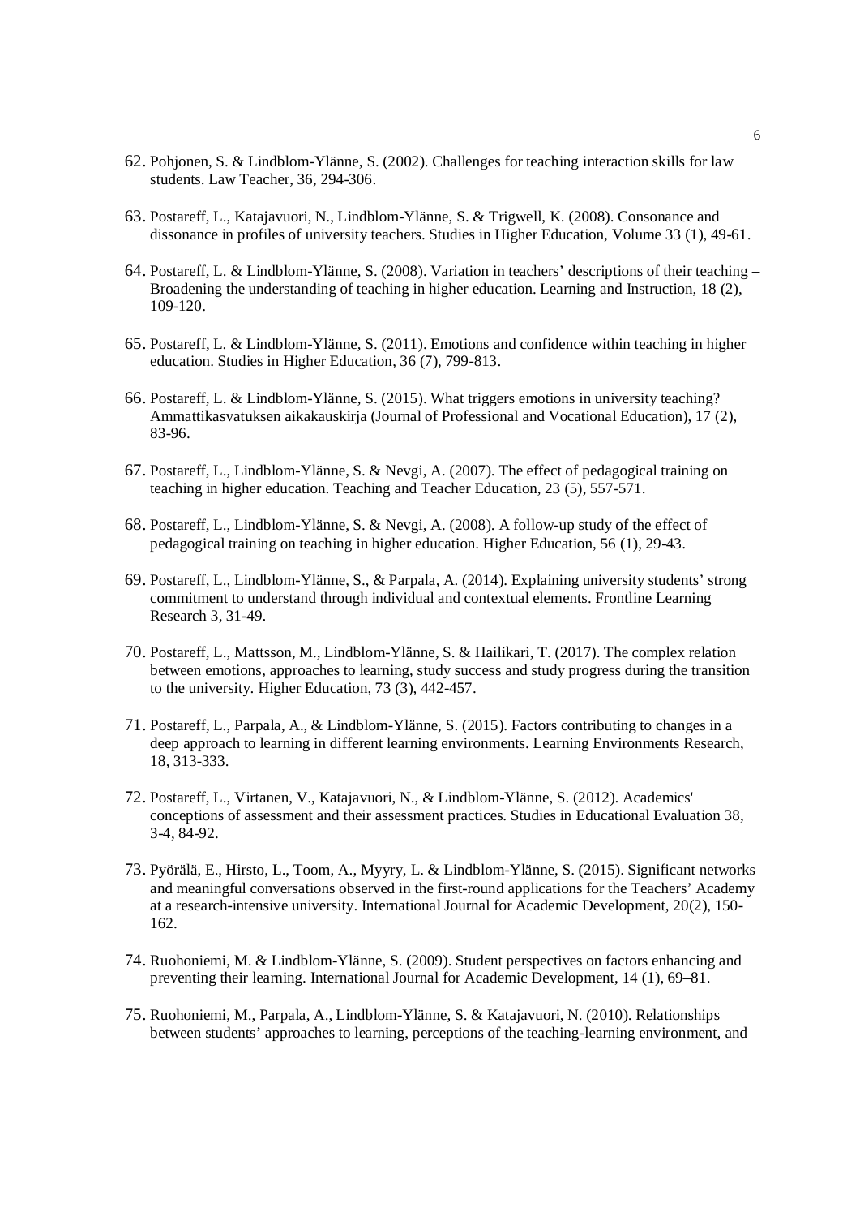62. Pohjonen, S. & Lindblom-Ylänne, S. (2002). Challenges for teaching interaction skills for law students. Law Teacher, 36, 294-306.

63. Postareff, L., Katajavuori, N., Lindblom-Ylänne, S. & Trigwell, K. (2008). Consonance and dissonance in profiles of university teachers. Studies in Higher Education, Volume 33 (1), 49-61.

64. Postareff, L. & Lindblom-Ylänne, S. (2008). Variation in teachers' descriptions of their teaching – Broadening the understanding of teaching in higher education. Learning and Instruction, 18 (2), 109-120.

65. Postareff, L. & Lindblom-Ylänne, S. (2011). Emotions and confidence within teaching in higher education. Studies in Higher Education, 36 (7), 799-813.

66. Postareff, L. & Lindblom-Ylänne, S. (2015). What triggers emotions in university teaching? Ammattikasvatuksen aikakauskirja (Journal of Professional and Vocational Education), 17 (2), 83-96.

67. Postareff, L., Lindblom-Ylänne, S. & Nevgi, A. (2007). The effect of pedagogical training on teaching in higher education. Teaching and Teacher Education, 23 (5), 557-571.

68. Postareff, L., Lindblom-Ylänne, S. & Nevgi, A. (2008). A follow-up study of the effect of pedagogical training on teaching in higher education. Higher Education, 56 (1), 29-43.

69. Postareff, L., Lindblom-Ylänne, S., & Parpala, A. (2014). Explaining university students' strong commitment to understand through individual and contextual elements. Frontline Learning Research 3, 31-49.

70. Postareff, L., Mattsson, M., Lindblom-Ylänne, S. & Hailikari, T. (2017). The complex relation between emotions, approaches to learning, study success and study progress during the transition to the university. Higher Education, 73 (3), 442-457.

71. Postareff, L., Parpala, A., & Lindblom-Ylänne, S. (2015). Factors contributing to changes in a deep approach to learning in different learning environments. Learning Environments Research, 18, 313-333.

72. Postareff, L., Virtanen, V., Katajavuori, N., & Lindblom-Ylänne, S. (2012). Academics' conceptions of assessment and their assessment practices. Studies in Educational Evaluation 38, 3-4, 84-92.

73. Pyörälä, E., Hirsto, L., Toom, A., Myyry, L. & Lindblom-Ylänne, S. (2015). Significant networks and meaningful conversations observed in the first-round applications for the Teachers' Academy at a research-intensive university. International Journal for Academic Development, 20(2), 150-162.

74. Ruohoniemi, M. & Lindblom-Ylänne, S. (2009). Student perspectives on factors enhancing and preventing their learning. International Journal for Academic Development, 14 (1), 69–81.

75. Ruohoniemi, M., Parpala, A., Lindblom-Ylänne, S. & Katajavuori, N. (2010). Relationships between students' approaches to learning, perceptions of the teaching-learning environment, and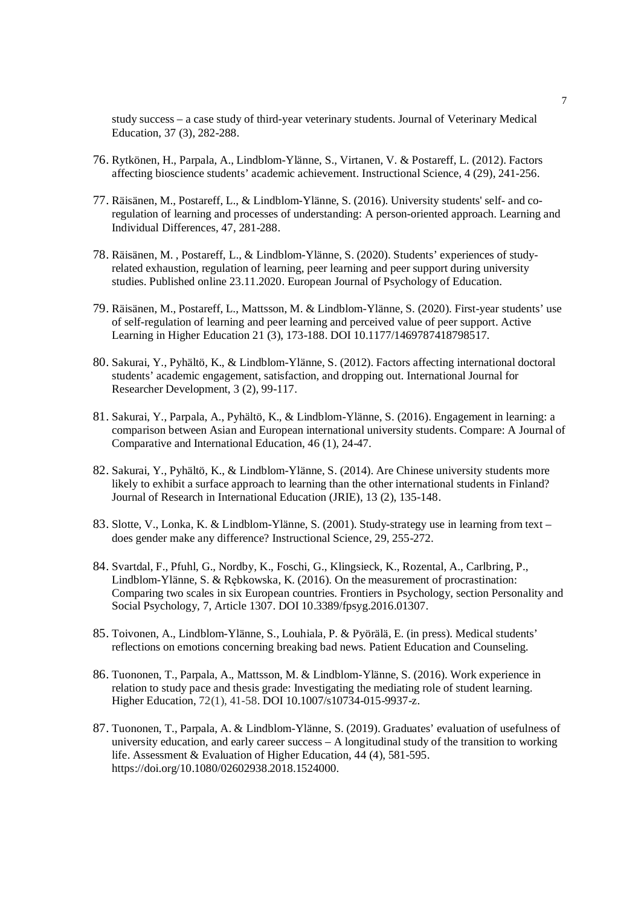study success – a case study of third-year veterinary students. Journal of Veterinary Medical Education, 37 (3), 282-288.

76. Rytkönen, H., Parpala, A., Lindblom-Ylänne, S., Virtanen, V. & Postareff, L. (2012). Factors affecting bioscience students' academic achievement. Instructional Science, 4 (29), 241-256.

77. Räisänen, M., Postareff, L., & Lindblom-Ylänne, S. (2016). University students' self- and co-regulation of learning and processes of understanding: A person-oriented approach. Learning and Individual Differences, 47, 281-288.

78. Räisänen, M. , Postareff, L., & Lindblom-Ylänne, S. (2020). Students' experiences of study-related exhaustion, regulation of learning, peer learning and peer support during university studies. Published online 23.11.2020. European Journal of Psychology of Education.

79. Räisänen, M., Postareff, L., Mattsson, M. & Lindblom-Ylänne, S. (2020). First-year students' use of self-regulation of learning and peer learning and perceived value of peer support. Active Learning in Higher Education 21 (3), 173-188. DOI 10.1177/1469787418798517.

80. Sakurai, Y., Pyhältö, K., & Lindblom-Ylänne, S. (2012). Factors affecting international doctoral students' academic engagement, satisfaction, and dropping out. International Journal for Researcher Development, 3 (2), 99-117.

81. Sakurai, Y., Parpala, A., Pyhältö, K., & Lindblom-Ylänne, S. (2016). Engagement in learning: a comparison between Asian and European international university students. Compare: A Journal of Comparative and International Education, 46 (1), 24-47.

82. Sakurai, Y., Pyhältö, K., & Lindblom-Ylänne, S. (2014). Are Chinese university students more likely to exhibit a surface approach to learning than the other international students in Finland? Journal of Research in International Education (JRIE), 13 (2), 135-148.

83. Slotte, V., Lonka, K. & Lindblom-Ylänne, S. (2001). Study-strategy use in learning from text – does gender make any difference? Instructional Science, 29, 255-272.

84. Svartdal, F., Pfuhl, G., Nordby, K., Foschi, G., Klingsieck, K., Rozental, A., Carlbring, P., Lindblom-Ylänne, S. & Rębkowska, K. (2016). On the measurement of procrastination: Comparing two scales in six European countries. Frontiers in Psychology, section Personality and Social Psychology, 7, Article 1307. DOI 10.3389/fpsyg.2016.01307.

85. Toivonen, A., Lindblom-Ylänne, S., Louhiala, P. & Pyörälä, E. (in press). Medical students' reflections on emotions concerning breaking bad news. Patient Education and Counseling.

86. Tuononen, T., Parpala, A., Mattsson, M. & Lindblom-Ylänne, S. (2016). Work experience in relation to study pace and thesis grade: Investigating the mediating role of student learning. Higher Education, 72(1), 41-58. DOI 10.1007/s10734-015-9937-z.

87. Tuononen, T., Parpala, A. & Lindblom-Ylänne, S. (2019). Graduates' evaluation of usefulness of university education, and early career success – A longitudinal study of the transition to working life. Assessment & Evaluation of Higher Education, 44 (4), 581-595. https://doi.org/10.1080/02602938.2018.1524000.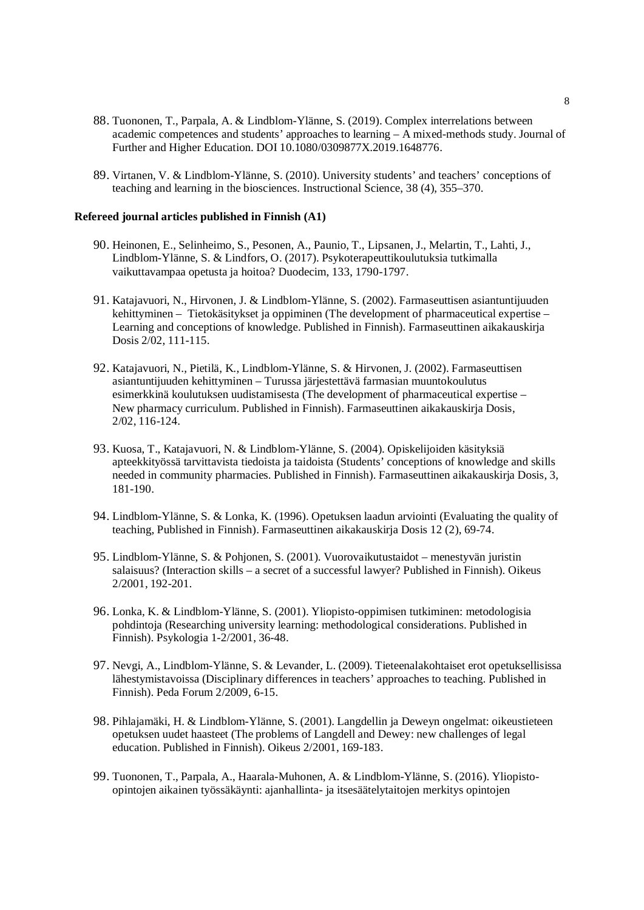88. Tuononen, T., Parpala, A. & Lindblom-Ylänne, S. (2019). Complex interrelations between academic competences and students' approaches to learning – A mixed-methods study. Journal of Further and Higher Education. DOI 10.1080/0309877X.2019.1648776.

89. Virtanen, V. & Lindblom-Ylänne, S. (2010). University students' and teachers' conceptions of teaching and learning in the biosciences. Instructional Science, 38 (4), 355–370.

**Refereed journal articles published in Finnish (A1)**

90. Heinonen, E., Selinheimo, S., Pesonen, A., Paunio, T., Lipsanen, J., Melartin, T., Lahti, J., Lindblom-Ylänne, S. & Lindfors, O. (2017). Psykoterapeuttikoulutuksia tutkimalla vaikuttavampaa opetusta ja hoitoa? Duodecim, 133, 1790-1797.

91. Katajavuori, N., Hirvonen, J. & Lindblom-Ylänne, S. (2002). Farmaseuttisen asiantuntijuuden kehittyminen – Tietokäsitykset ja oppiminen (The development of pharmaceutical expertise – Learning and conceptions of knowledge. Published in Finnish). Farmaseuttinen aikakauskirja Dosis 2/02, 111-115.

92. Katajavuori, N., Pietilä, K., Lindblom-Ylänne, S. & Hirvonen, J. (2002). Farmaseuttisen asiantuntijuuden kehittyminen – Turussa järjestettävä farmasian muuntokoulutus esimerkkinä koulutuksen uudistamisesta (The development of pharmaceutical expertise – New pharmacy curriculum. Published in Finnish). Farmaseuttinen aikakauskirja Dosis, 2/02, 116-124.

93. Kuosa, T., Katajavuori, N. & Lindblom-Ylänne, S. (2004). Opiskelijoiden käsityksiä apteekkityössä tarvittavista tiedoista ja taidoista (Students' conceptions of knowledge and skills needed in community pharmacies. Published in Finnish). Farmaseuttinen aikakauskirja Dosis, 3, 181-190.

94. Lindblom-Ylänne, S. & Lonka, K. (1996). Opetuksen laadun arviointi (Evaluating the quality of teaching, Published in Finnish). Farmaseuttinen aikakauskirja Dosis 12 (2), 69-74.

95. Lindblom-Ylänne, S. & Pohjonen, S. (2001). Vuorovaikutustaidot – menestyvän juristin salaisuus? (Interaction skills – a secret of a successful lawyer? Published in Finnish). Oikeus 2/2001, 192-201.

96. Lonka, K. & Lindblom-Ylänne, S. (2001). Yliopisto-oppimisen tutkiminen: metodologisia pohdintoja (Researching university learning: methodological considerations. Published in Finnish). Psykologia 1-2/2001, 36-48.

97. Nevgi, A., Lindblom-Ylänne, S. & Levander, L. (2009). Tieteenalakohtaiset erot opetuksellisissa lähestymistavoissa (Disciplinary differences in teachers' approaches to teaching. Published in Finnish). Peda Forum 2/2009, 6-15.

98. Pihlajamäki, H. & Lindblom-Ylänne, S. (2001). Langdellin ja Deweyn ongelmat: oikeustieteen opetuksen uudet haasteet (The problems of Langdell and Dewey: new challenges of legal education. Published in Finnish). Oikeus 2/2001, 169-183.

99. Tuononen, T., Parpala, A., Haarala-Muhonen, A. & Lindblom-Ylänne, S. (2016). Yliopisto-opintojen aikainen työssäkäynti: ajanhallinta- ja itsesäätelytaitojen merkitys opintojen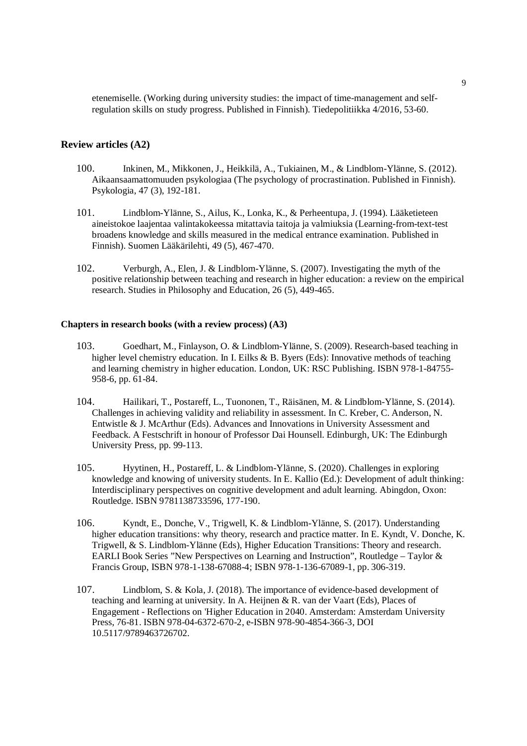etenemiselle. (Working during university studies: the impact of time-management and self-regulation skills on study progress. Published in Finnish). Tiedepolitiikka 4/2016, 53-60.

## Review articles (A2)

100. Inkinen, M., Mikkonen, J., Heikkilä, A., Tukiainen, M., & Lindblom-Ylänne, S. (2012). Aikaansaamattomuuden psykologiaa (The psychology of procrastination. Published in Finnish). Psykologia, 47 (3), 192-181.

101. Lindblom-Ylänne, S., Ailus, K., Lonka, K., & Perheentupa, J. (1994). Lääketieteen aineistokoe laajentaa valintakokeessa mitattavia taitoja ja valmiuksia (Learning-from-text-test broadens knowledge and skills measured in the medical entrance examination. Published in Finnish). Suomen Lääkärilehti, 49 (5), 467-470.

102. Verburgh, A., Elen, J. & Lindblom-Ylänne, S. (2007). Investigating the myth of the positive relationship between teaching and research in higher education: a review on the empirical research. Studies in Philosophy and Education, 26 (5), 449-465.

### Chapters in research books (with a review process) (A3)

103. Goedhart, M., Finlayson, O. & Lindblom-Ylänne, S. (2009). Research-based teaching in higher level chemistry education. In I. Eilks & B. Byers (Eds): Innovative methods of teaching and learning chemistry in higher education. London, UK: RSC Publishing. ISBN 978-1-84755-958-6, pp. 61-84.

104. Hailikari, T., Postareff, L., Tuononen, T., Räisänen, M. & Lindblom-Ylänne, S. (2014). Challenges in achieving validity and reliability in assessment. In C. Kreber, C. Anderson, N. Entwistle & J. McArthur (Eds). Advances and Innovations in University Assessment and Feedback. A Festschrift in honour of Professor Dai Hounsell. Edinburgh, UK: The Edinburgh University Press, pp. 99-113.

105. Hyytinen, H., Postareff, L. & Lindblom-Ylänne, S. (2020). Challenges in exploring knowledge and knowing of university students. In E. Kallio (Ed.): Development of adult thinking: Interdisciplinary perspectives on cognitive development and adult learning. Abingdon, Oxon: Routledge. ISBN 9781138733596, 177-190.

106. Kyndt, E., Donche, V., Trigwell, K. & Lindblom-Ylänne, S. (2017). Understanding higher education transitions: why theory, research and practice matter. In E. Kyndt, V. Donche, K. Trigwell, & S. Lindblom-Ylänne (Eds), Higher Education Transitions: Theory and research. EARLI Book Series "New Perspectives on Learning and Instruction", Routledge – Taylor & Francis Group, ISBN 978-1-138-67088-4; ISBN 978-1-136-67089-1, pp. 306-319.

107. Lindblom, S. & Kola, J. (2018). The importance of evidence-based development of teaching and learning at university. In A. Heijnen & R. van der Vaart (Eds), Places of Engagement - Reflections on 'Higher Education in 2040. Amsterdam: Amsterdam University Press, 76-81. ISBN 978-04-6372-670-2, e-ISBN 978-90-4854-366-3, DOI 10.5117/9789463726702.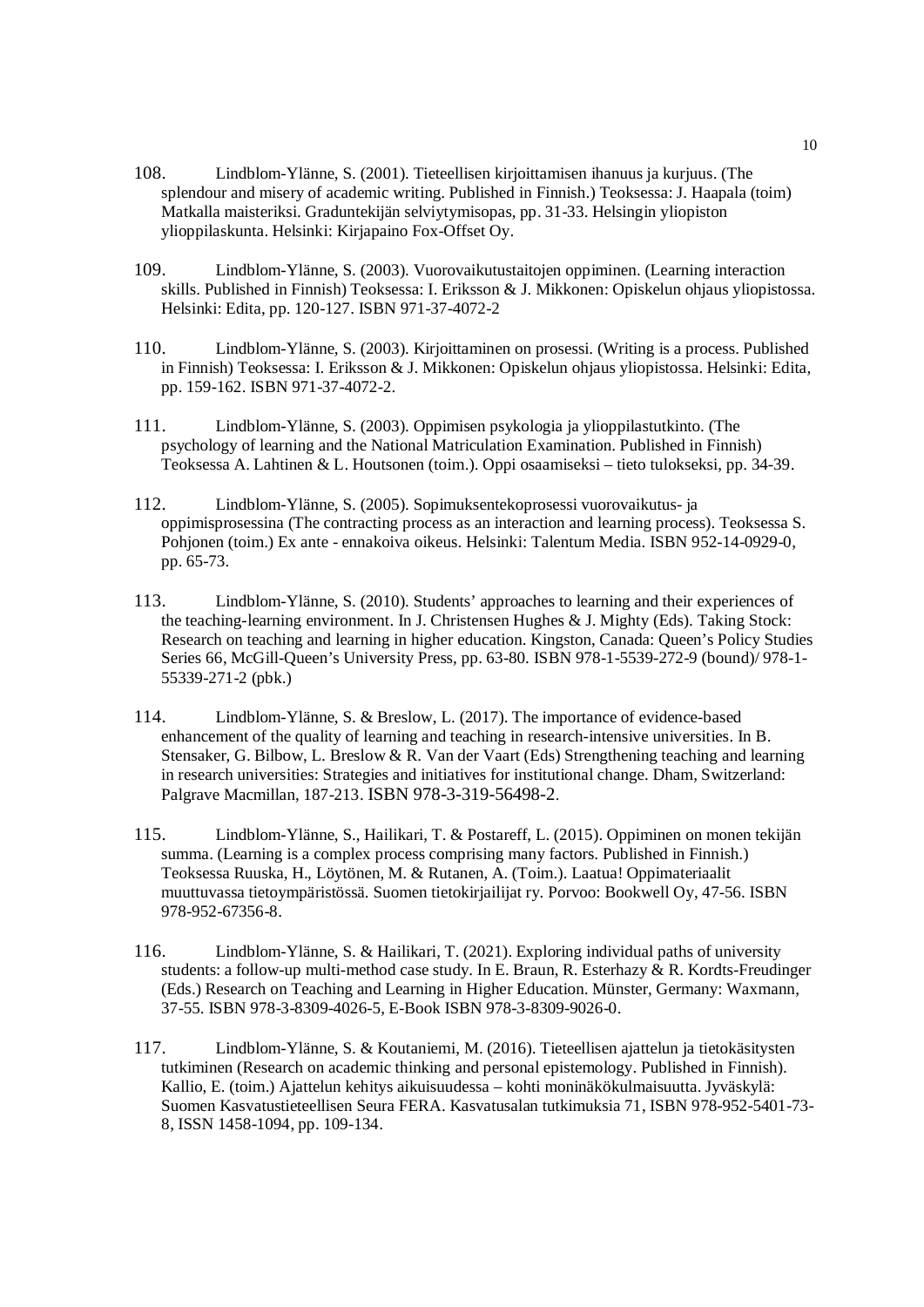108. Lindblom-Ylänne, S. (2001). Tieteellisen kirjoittamisen ihanuus ja kurjuus. (The splendour and misery of academic writing. Published in Finnish.) Teoksessa: J. Haapala (toim) Matkalla maisteriksi. Graduntekijän selviytymisopas, pp. 31-33. Helsingin yliopiston ylioppilaskunta. Helsinki: Kirjapaino Fox-Offset Oy.

109. Lindblom-Ylänne, S. (2003). Vuorovaikutustaitojen oppiminen. (Learning interaction skills. Published in Finnish) Teoksessa: I. Eriksson & J. Mikkonen: Opiskelun ohjaus yliopistossa. Helsinki: Edita, pp. 120-127. ISBN 971-37-4072-2

110. Lindblom-Ylänne, S. (2003). Kirjoittaminen on prosessi. (Writing is a process. Published in Finnish) Teoksessa: I. Eriksson & J. Mikkonen: Opiskelun ohjaus yliopistossa. Helsinki: Edita, pp. 159-162. ISBN 971-37-4072-2.

111. Lindblom-Ylänne, S. (2003). Oppimisen psykologia ja ylioppilastutkinto. (The psychology of learning and the National Matriculation Examination. Published in Finnish) Teoksessa A. Lahtinen & L. Houtsonen (toim.). Oppi osaamiseksi – tieto tulokseksi, pp. 34-39.

112. Lindblom-Ylänne, S. (2005). Sopimuksentekoprosessi vuorovaikutus- ja oppimisprosessina (The contracting process as an interaction and learning process). Teoksessa S. Pohjonen (toim.) Ex ante - ennakoiva oikeus. Helsinki: Talentum Media. ISBN 952-14-0929-0, pp. 65-73.

113. Lindblom-Ylänne, S. (2010). Students' approaches to learning and their experiences of the teaching-learning environment. In J. Christensen Hughes & J. Mighty (Eds). Taking Stock: Research on teaching and learning in higher education. Kingston, Canada: Queen's Policy Studies Series 66, McGill-Queen's University Press, pp. 63-80. ISBN 978-1-5539-272-9 (bound)/ 978-1-55339-271-2 (pbk.)

114. Lindblom-Ylänne, S. & Breslow, L. (2017). The importance of evidence-based enhancement of the quality of learning and teaching in research-intensive universities. In B. Stensaker, G. Bilbow, L. Breslow & R. Van der Vaart (Eds) Strengthening teaching and learning in research universities: Strategies and initiatives for institutional change. Dham, Switzerland: Palgrave Macmillan, 187-213. ISBN 978-3-319-56498-2.

115. Lindblom-Ylänne, S., Hailikari, T. & Postareff, L. (2015). Oppiminen on monen tekijän summa. (Learning is a complex process comprising many factors. Published in Finnish.) Teoksessa Ruuska, H., Löytönen, M. & Rutanen, A. (Toim.). Laatua! Oppimateriaalit muuttuvassa tietoympäristössä. Suomen tietokirjailijat ry. Porvoo: Bookwell Oy, 47-56. ISBN 978-952-67356-8.

116. Lindblom-Ylänne, S. & Hailikari, T. (2021). Exploring individual paths of university students: a follow-up multi-method case study. In E. Braun, R. Esterhazy & R. Kordts-Freudinger (Eds.) Research on Teaching and Learning in Higher Education. Münster, Germany: Waxmann, 37-55. ISBN 978-3-8309-4026-5, E-Book ISBN 978-3-8309-9026-0.

117. Lindblom-Ylänne, S. & Koutaniemi, M. (2016). Tieteellisen ajattelun ja tietokäsitysten tutkiminen (Research on academic thinking and personal epistemology. Published in Finnish). Kallio, E. (toim.) Ajattelun kehitys aikuisuudessa – kohti moninäkökulmaisuutta. Jyväskylä: Suomen Kasvatustieteellisen Seura FERA. Kasvatusalan tutkimuksia 71, ISBN 978-952-5401-73-8, ISSN 1458-1094, pp. 109-134.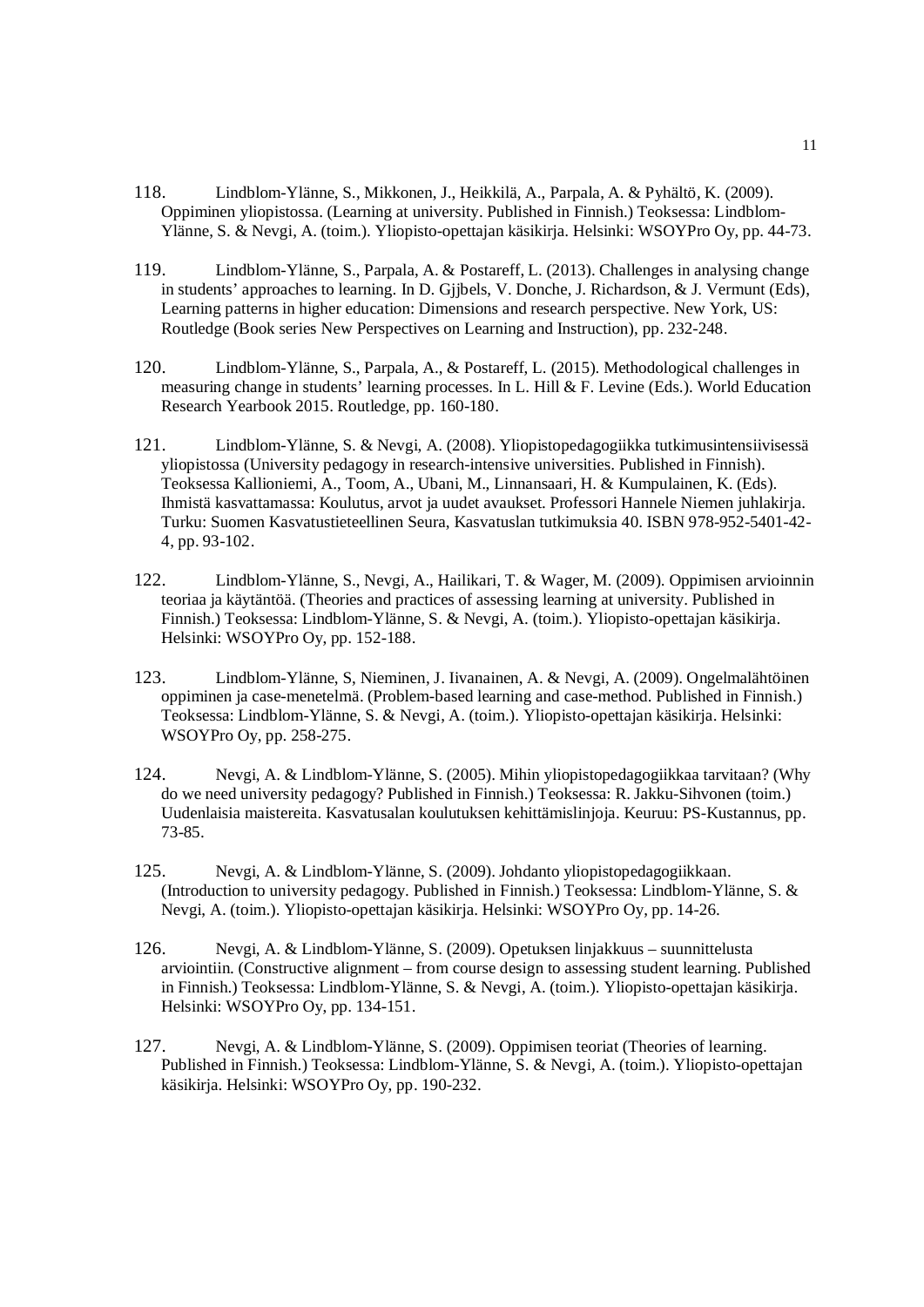118. Lindblom-Ylänne, S., Mikkonen, J., Heikkilä, A., Parpala, A. & Pyhältö, K. (2009). Oppiminen yliopistossa. (Learning at university. Published in Finnish.) Teoksessa: Lindblom-Ylänne, S. & Nevgi, A. (toim.). Yliopisto-opettajan käsikirja. Helsinki: WSOYPro Oy, pp. 44-73.

119. Lindblom-Ylänne, S., Parpala, A. & Postareff, L. (2013). Challenges in analysing change in students' approaches to learning. In D. Gjjbels, V. Donche, J. Richardson, & J. Vermunt (Eds), Learning patterns in higher education: Dimensions and research perspective. New York, US: Routledge (Book series New Perspectives on Learning and Instruction), pp. 232-248.

120. Lindblom-Ylänne, S., Parpala, A., & Postareff, L. (2015). Methodological challenges in measuring change in students' learning processes. In L. Hill & F. Levine (Eds.). World Education Research Yearbook 2015. Routledge, pp. 160-180.

121. Lindblom-Ylänne, S. & Nevgi, A. (2008). Yliopistopedagogiikka tutkimusintensiivisessä yliopistossa (University pedagogy in research-intensive universities. Published in Finnish). Teoksessa Kallioniemi, A., Toom, A., Ubani, M., Linnansaari, H. & Kumpulainen, K. (Eds). Ihmistä kasvattamassa: Koulutus, arvot ja uudet avaukset. Professori Hannele Niemen juhlakirja. Turku: Suomen Kasvatustieteellinen Seura, Kasvatuslan tutkimuksia 40. ISBN 978-952-5401-42-4, pp. 93-102.

122. Lindblom-Ylänne, S., Nevgi, A., Hailikari, T. & Wager, M. (2009). Oppimisen arvioinnin teoriaa ja käytäntöä. (Theories and practices of assessing learning at university. Published in Finnish.) Teoksessa: Lindblom-Ylänne, S. & Nevgi, A. (toim.). Yliopisto-opettajan käsikirja. Helsinki: WSOYPro Oy, pp. 152-188.

123. Lindblom-Ylänne, S, Nieminen, J. Iivanainen, A. & Nevgi, A. (2009). Ongelmalähtöinen oppiminen ja case-menetelmä. (Problem-based learning and case-method. Published in Finnish.) Teoksessa: Lindblom-Ylänne, S. & Nevgi, A. (toim.). Yliopisto-opettajan käsikirja. Helsinki: WSOYPro Oy, pp. 258-275.

124. Nevgi, A. & Lindblom-Ylänne, S. (2005). Mihin yliopistopedagogiikkaa tarvitaan? (Why do we need university pedagogy? Published in Finnish.) Teoksessa: R. Jakku-Sihvonen (toim.) Uudenlaisia maistereita. Kasvatusalan koulutuksen kehittämislinjoja. Keuruu: PS-Kustannus, pp. 73-85.

125. Nevgi, A. & Lindblom-Ylänne, S. (2009). Johdanto yliopistopedagogiikkaan. (Introduction to university pedagogy. Published in Finnish.) Teoksessa: Lindblom-Ylänne, S. & Nevgi, A. (toim.). Yliopisto-opettajan käsikirja. Helsinki: WSOYPro Oy, pp. 14-26.

126. Nevgi, A. & Lindblom-Ylänne, S. (2009). Opetuksen linjakkuus – suunnittelusta arviointiin. (Constructive alignment – from course design to assessing student learning. Published in Finnish.) Teoksessa: Lindblom-Ylänne, S. & Nevgi, A. (toim.). Yliopisto-opettajan käsikirja. Helsinki: WSOYPro Oy, pp. 134-151.

127. Nevgi, A. & Lindblom-Ylänne, S. (2009). Oppimisen teoriat (Theories of learning. Published in Finnish.) Teoksessa: Lindblom-Ylänne, S. & Nevgi, A. (toim.). Yliopisto-opettajan käsikirja. Helsinki: WSOYPro Oy, pp. 190-232.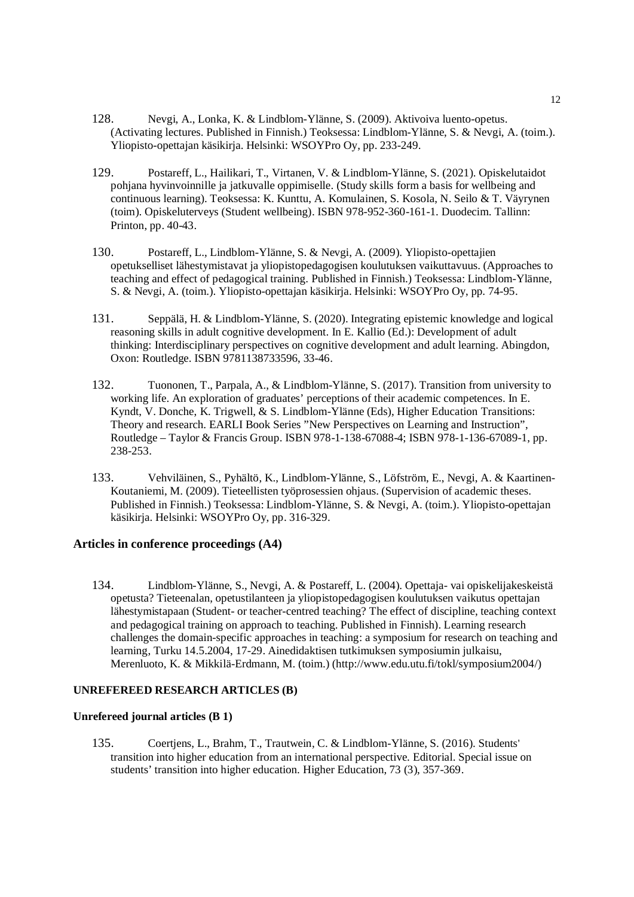128. Nevgi, A., Lonka, K. & Lindblom-Ylänne, S. (2009). Aktivoiva luento-opetus. (Activating lectures. Published in Finnish.) Teoksessa: Lindblom-Ylänne, S. & Nevgi, A. (toim.). Yliopisto-opettajan käsikirja. Helsinki: WSOYPro Oy, pp. 233-249.

129. Postareff, L., Hailikari, T., Virtanen, V. & Lindblom-Ylänne, S. (2021). Opiskelutaidot pohjana hyvinvoinnille ja jatkuvalle oppimiselle. (Study skills form a basis for wellbeing and continuous learning). Teoksessa: K. Kunttu, A. Komulainen, S. Kosola, N. Seilo & T. Väyrynen (toim). Opiskeluterveys (Student wellbeing). ISBN 978-952-360-161-1. Duodecim. Tallinn: Printon, pp. 40-43.

130. Postareff, L., Lindblom-Ylänne, S. & Nevgi, A. (2009). Yliopisto-opettajien opetukselliset lähestymistavat ja yliopistopedagogisen koulutuksen vaikuttavuus. (Approaches to teaching and effect of pedagogical training. Published in Finnish.) Teoksessa: Lindblom-Ylänne, S. & Nevgi, A. (toim.). Yliopisto-opettajan käsikirja. Helsinki: WSOYPro Oy, pp. 74-95.

131. Seppälä, H. & Lindblom-Ylänne, S. (2020). Integrating epistemic knowledge and logical reasoning skills in adult cognitive development. In E. Kallio (Ed.): Development of adult thinking: Interdisciplinary perspectives on cognitive development and adult learning. Abingdon, Oxon: Routledge. ISBN 9781138733596, 33-46.

132. Tuononen, T., Parpala, A., & Lindblom-Ylänne, S. (2017). Transition from university to working life. An exploration of graduates' perceptions of their academic competences. In E. Kyndt, V. Donche, K. Trigwell, & S. Lindblom-Ylänne (Eds), Higher Education Transitions: Theory and research. EARLI Book Series "New Perspectives on Learning and Instruction", Routledge – Taylor & Francis Group. ISBN 978-1-138-67088-4; ISBN 978-1-136-67089-1, pp. 238-253.

133. Vehviläinen, S., Pyhältö, K., Lindblom-Ylänne, S., Löfström, E., Nevgi, A. & Kaartinen-Koutaniemi, M. (2009). Tieteellisten työprosessien ohjaus. (Supervision of academic theses. Published in Finnish.) Teoksessa: Lindblom-Ylänne, S. & Nevgi, A. (toim.). Yliopisto-opettajan käsikirja. Helsinki: WSOYPro Oy, pp. 316-329.

### Articles in conference proceedings (A4)

134. Lindblom-Ylänne, S., Nevgi, A. & Postareff, L. (2004). Opettaja- vai opiskelijakeskeistä opetusta? Tieteenalan, opetustilanteen ja yliopistopedagogisen koulutuksen vaikutus opettajan lähestymistapaan (Student- or teacher-centred teaching? The effect of discipline, teaching context and pedagogical training on approach to teaching. Published in Finnish). Learning research challenges the domain-specific approaches in teaching: a symposium for research on teaching and learning, Turku 14.5.2004, 17-29. Ainedidaktisen tutkimuksen symposiumin julkaisu, Merenluoto, K. & Mikkilä-Erdmann, M. (toim.) (http://www.edu.utu.fi/tokl/symposium2004/)

## UNREFEREED RESEARCH ARTICLES (B)

### Unrefereed journal articles (B 1)

135. Coertjens, L., Brahm, T., Trautwein, C. & Lindblom-Ylänne, S. (2016). Students' transition into higher education from an international perspective. Editorial. Special issue on students' transition into higher education. Higher Education, 73 (3), 357-369.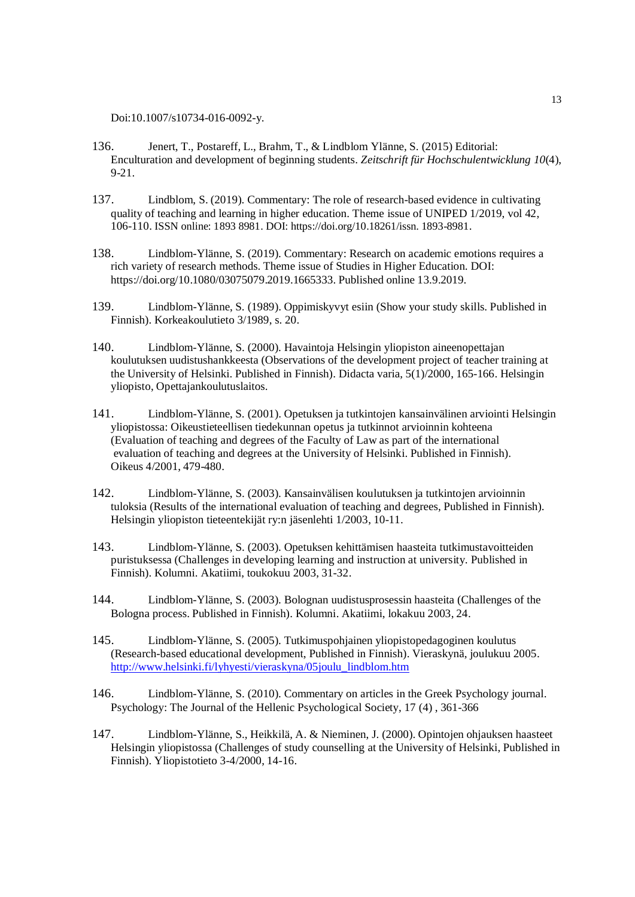Doi:10.1007/s10734-016-0092-y.

136. Jenert, T., Postareff, L., Brahm, T., & Lindblom Ylänne, S. (2015) Editorial: Enculturation and development of beginning students. *Zeitschrift für Hochschulentwicklung 10*(4), 9-21.

137. Lindblom, S. (2019). Commentary: The role of research-based evidence in cultivating quality of teaching and learning in higher education. Theme issue of UNIPED 1/2019, vol 42, 106-110. ISSN online: 1893 8981. DOI: https://doi.org/10.18261/issn. 1893-8981.

138. Lindblom-Ylänne, S. (2019). Commentary: Research on academic emotions requires a rich variety of research methods. Theme issue of Studies in Higher Education. DOI: https://doi.org/10.1080/03075079.2019.1665333. Published online 13.9.2019.

139. Lindblom-Ylänne, S. (1989). Oppimiskyvyt esiin (Show your study skills. Published in Finnish). Korkeakoulutieto 3/1989, s. 20.

140. Lindblom-Ylänne, S. (2000). Havaintoja Helsingin yliopiston aineenopettajan koulutuksen uudistushankkeesta (Observations of the development project of teacher training at the University of Helsinki. Published in Finnish). Didacta varia, 5(1)/2000, 165-166. Helsingin yliopisto, Opettajankoulutuslaitos.

141. Lindblom-Ylänne, S. (2001). Opetuksen ja tutkintojen kansainvälinen arviointi Helsingin yliopistossa: Oikeustieteellisen tiedekunnan opetus ja tutkinnot arvioinnin kohteena (Evaluation of teaching and degrees of the Faculty of Law as part of the international evaluation of teaching and degrees at the University of Helsinki. Published in Finnish). Oikeus 4/2001, 479-480.

142. Lindblom-Ylänne, S. (2003). Kansainvälisen koulutuksen ja tutkintojen arvioinnin tuloksia (Results of the international evaluation of teaching and degrees, Published in Finnish). Helsingin yliopiston tieteentekijät ry:n jäsenlehti 1/2003, 10-11.

143. Lindblom-Ylänne, S. (2003). Opetuksen kehittämisen haasteita tutkimustavoitteiden puristuksessa (Challenges in developing learning and instruction at university. Published in Finnish). Kolumni. Akatiimi, toukokuu 2003, 31-32.

144. Lindblom-Ylänne, S. (2003). Bolognan uudistusprosessin haasteita (Challenges of the Bologna process. Published in Finnish). Kolumni. Akatiimi, lokakuu 2003, 24.

145. Lindblom-Ylänne, S. (2005). Tutkimuspohjainen yliopistopedagoginen koulutus (Research-based educational development, Published in Finnish). Vieraskynä, joulukuu 2005. [http://www.helsinki.fi/lyhyesti/vieraskyna/05joulu_lindblom.htm](http://www.helsinki.fi/lyhyesti/vieraskyna/05joulu_lindblom.htm)

146. Lindblom-Ylänne, S. (2010). Commentary on articles in the Greek Psychology journal. Psychology: The Journal of the Hellenic Psychological Society, 17 (4) , 361-366

147. Lindblom-Ylänne, S., Heikkilä, A. & Nieminen, J. (2000). Opintojen ohjauksen haasteet Helsingin yliopistossa (Challenges of study counselling at the University of Helsinki, Published in Finnish). Yliopistotieto 3-4/2000, 14-16.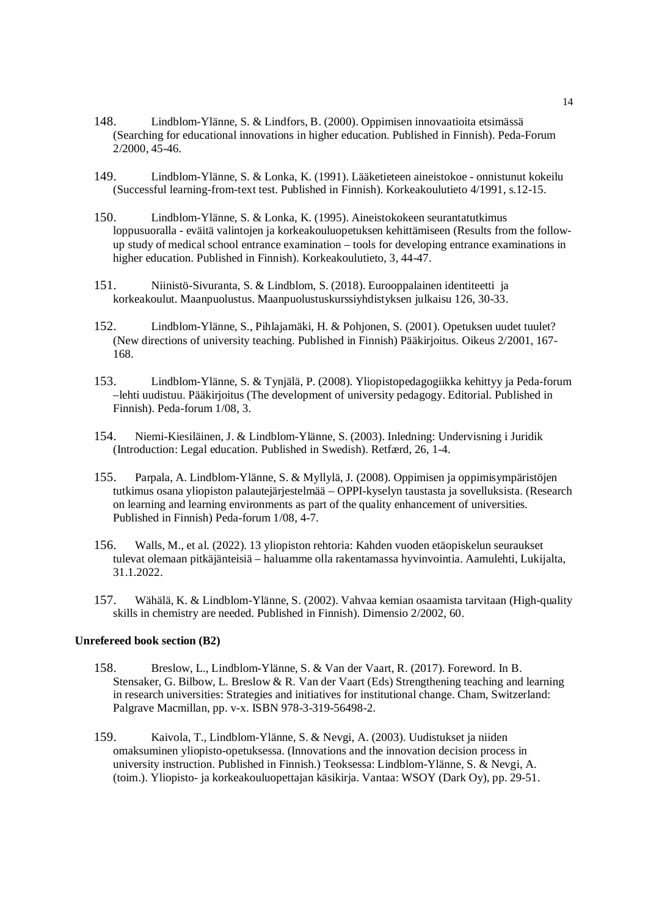148. Lindblom-Ylänne, S. & Lindfors, B. (2000). Oppimisen innovaatioita etsimässä (Searching for educational innovations in higher education. Published in Finnish). Peda-Forum 2/2000, 45-46.

149. Lindblom-Ylänne, S. & Lonka, K. (1991). Lääketieteen aineistokoe - onnistunut kokeilu (Successful learning-from-text test. Published in Finnish). Korkeakoulutieto 4/1991, s.12-15.

150. Lindblom-Ylänne, S. & Lonka, K. (1995). Aineistokokeen seurantatutkimus loppusuoralla - eväitä valintojen ja korkeakouluopetuksen kehittämiseen (Results from the follow-up study of medical school entrance examination – tools for developing entrance examinations in higher education. Published in Finnish). Korkeakoulutieto, 3, 44-47.

151. Niinistö-Sivuranta, S. & Lindblom, S. (2018). Eurooppalainen identiteetti ja korkeakoulut. Maanpuolustus. Maanpuolustuskurssiyhdistyksen julkaisu 126, 30-33.

152. Lindblom-Ylänne, S., Pihlajamäki, H. & Pohjonen, S. (2001). Opetuksen uudet tuulet? (New directions of university teaching. Published in Finnish) Pääkirjoitus. Oikeus 2/2001, 167-168.

153. Lindblom-Ylänne, S. & Tynjälä, P. (2008). Yliopistopedagogiikka kehittyy ja Peda-forum –lehti uudistuu. Pääkirjoitus (The development of university pedagogy. Editorial. Published in Finnish). Peda-forum 1/08, 3.

154. Niemi-Kiesiläinen, J. & Lindblom-Ylänne, S. (2003). Inledning: Undervisning i Juridik (Introduction: Legal education. Published in Swedish). Retfærd, 26, 1-4.

155. Parpala, A. Lindblom-Ylänne, S. & Myllylä, J. (2008). Oppimisen ja oppimisympäristöjen tutkimus osana yliopiston palautejärjestelmää – OPPI-kyselyn taustasta ja sovelluksista. (Research on learning and learning environments as part of the quality enhancement of universities. Published in Finnish) Peda-forum 1/08, 4-7.

156. Walls, M., et al. (2022). 13 yliopiston rehtoria: Kahden vuoden etäopiskelun seuraukset tulevat olemaan pitkäjänteisiä – haluamme olla rakentamassa hyvinvointia. Aamulehti, Lukijalta, 31.1.2022.

157. Wähälä, K. & Lindblom-Ylänne, S. (2002). Vahvaa kemian osaamista tarvitaan (High-quality skills in chemistry are needed. Published in Finnish). Dimensio 2/2002, 60.

**Unrefereed book section (B2)**

158. Breslow, L., Lindblom-Ylänne, S. & Van der Vaart, R. (2017). Foreword. In B. Stensaker, G. Bilbow, L. Breslow & R. Van der Vaart (Eds) Strengthening teaching and learning in research universities: Strategies and initiatives for institutional change. Cham, Switzerland: Palgrave Macmillan, pp. v-x. ISBN 978-3-319-56498-2.

159. Kaivola, T., Lindblom-Ylänne, S. & Nevgi, A. (2003). Uudistukset ja niiden omaksuminen yliopisto-opetuksessa. (Innovations and the innovation decision process in university instruction. Published in Finnish.) Teoksessa: Lindblom-Ylänne, S. & Nevgi, A. (toim.). Yliopisto- ja korkeakouluopettajan käsikirja. Vantaa: WSOY (Dark Oy), pp. 29-51.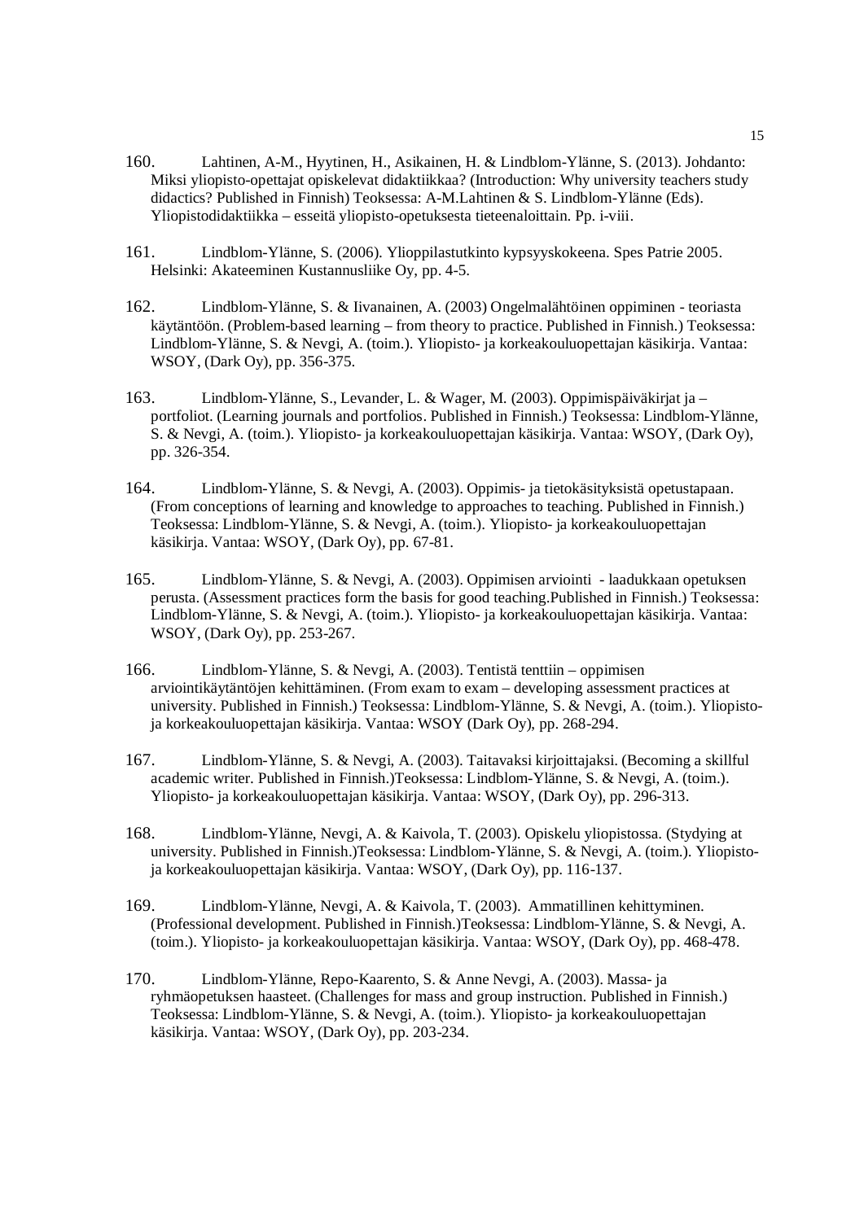160. Lahtinen, A-M., Hyytinen, H., Asikainen, H. & Lindblom-Ylänne, S. (2013). Johdanto: Miksi yliopisto-opettajat opiskelevat didaktiikkaa? (Introduction: Why university teachers study didactics? Published in Finnish) Teoksessa: A-M.Lahtinen & S. Lindblom-Ylänne (Eds). Yliopistodidaktiikka – esseitä yliopisto-opetuksesta tieteenaloittain. Pp. i-viii.

161. Lindblom-Ylänne, S. (2006). Ylioppilastutkinto kypsyyskokeena. Spes Patrie 2005. Helsinki: Akateeminen Kustannusliike Oy, pp. 4-5.

162. Lindblom-Ylänne, S. & Iivanainen, A. (2003) Ongelmalähtöinen oppiminen - teoriasta käytäntöön. (Problem-based learning – from theory to practice. Published in Finnish.) Teoksessa: Lindblom-Ylänne, S. & Nevgi, A. (toim.). Yliopisto- ja korkeakouluopettajan käsikirja. Vantaa: WSOY, (Dark Oy), pp. 356-375.

163. Lindblom-Ylänne, S., Levander, L. & Wager, M. (2003). Oppimispäiväkirjat ja – portfoliot. (Learning journals and portfolios. Published in Finnish.) Teoksessa: Lindblom-Ylänne, S. & Nevgi, A. (toim.). Yliopisto- ja korkeakouluopettajan käsikirja. Vantaa: WSOY, (Dark Oy), pp. 326-354.

164. Lindblom-Ylänne, S. & Nevgi, A. (2003). Oppimis- ja tietokäsityksistä opetustapaan. (From conceptions of learning and knowledge to approaches to teaching. Published in Finnish.) Teoksessa: Lindblom-Ylänne, S. & Nevgi, A. (toim.). Yliopisto- ja korkeakouluopettajan käsikirja. Vantaa: WSOY, (Dark Oy), pp. 67-81.

165. Lindblom-Ylänne, S. & Nevgi, A. (2003). Oppimisen arviointi - laadukkaan opetuksen perusta. (Assessment practices form the basis for good teaching.Published in Finnish.) Teoksessa: Lindblom-Ylänne, S. & Nevgi, A. (toim.). Yliopisto- ja korkeakouluopettajan käsikirja. Vantaa: WSOY, (Dark Oy), pp. 253-267.

166. Lindblom-Ylänne, S. & Nevgi, A. (2003). Tentistä tenttiin – oppimisen arviointikäytäntöjen kehittäminen. (From exam to exam – developing assessment practices at university. Published in Finnish.) Teoksessa: Lindblom-Ylänne, S. & Nevgi, A. (toim.). Yliopisto- ja korkeakouluopettajan käsikirja. Vantaa: WSOY (Dark Oy), pp. 268-294.

167. Lindblom-Ylänne, S. & Nevgi, A. (2003). Taitavaksi kirjoittajaksi. (Becoming a skillful academic writer. Published in Finnish.)Teoksessa: Lindblom-Ylänne, S. & Nevgi, A. (toim.). Yliopisto- ja korkeakouluopettajan käsikirja. Vantaa: WSOY, (Dark Oy), pp. 296-313.

168. Lindblom-Ylänne, Nevgi, A. & Kaivola, T. (2003). Opiskelu yliopistossa. (Stydying at university. Published in Finnish.)Teoksessa: Lindblom-Ylänne, S. & Nevgi, A. (toim.). Yliopisto- ja korkeakouluopettajan käsikirja. Vantaa: WSOY, (Dark Oy), pp. 116-137.

169. Lindblom-Ylänne, Nevgi, A. & Kaivola, T. (2003). Ammatillinen kehittyminen. (Professional development. Published in Finnish.)Teoksessa: Lindblom-Ylänne, S. & Nevgi, A. (toim.). Yliopisto- ja korkeakouluopettajan käsikirja. Vantaa: WSOY, (Dark Oy), pp. 468-478.

170. Lindblom-Ylänne, Repo-Kaarento, S. & Anne Nevgi, A. (2003). Massa- ja ryhmäopetuksen haasteet. (Challenges for mass and group instruction. Published in Finnish.) Teoksessa: Lindblom-Ylänne, S. & Nevgi, A. (toim.). Yliopisto- ja korkeakouluopettajan käsikirja. Vantaa: WSOY, (Dark Oy), pp. 203-234.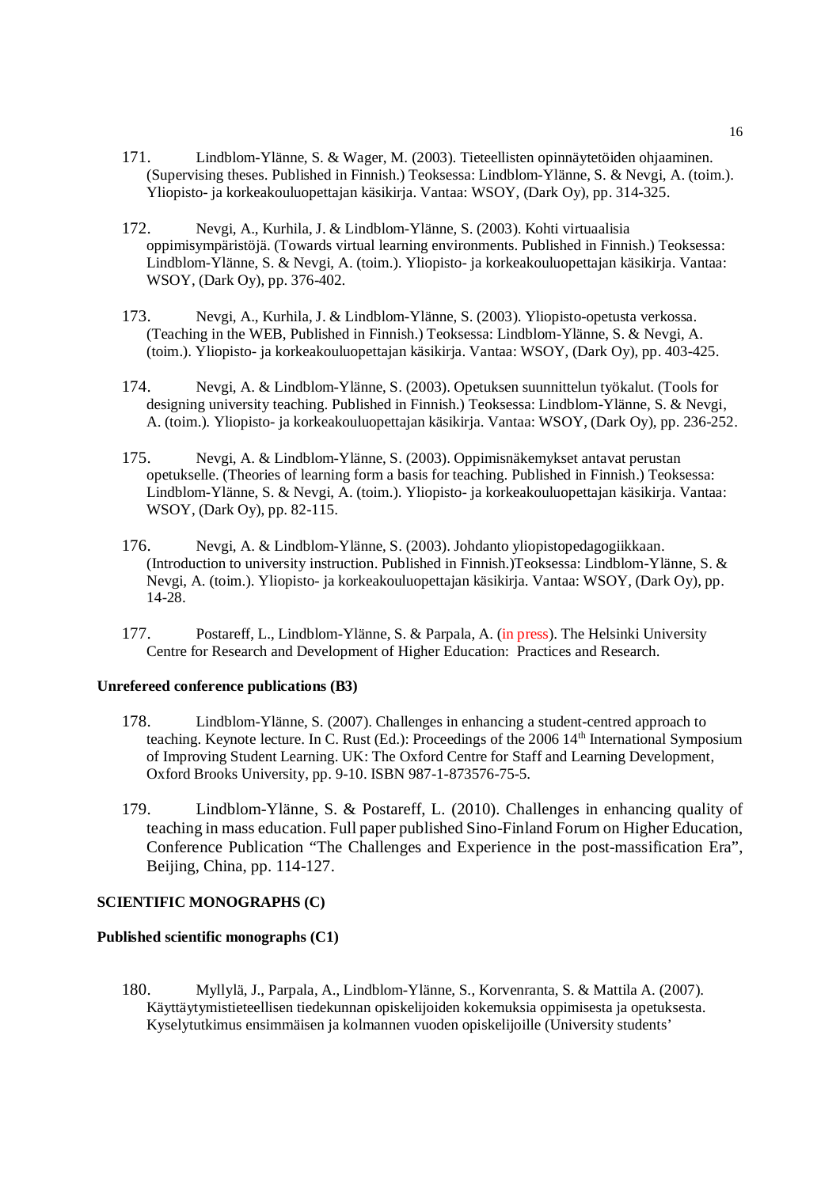171. Lindblom-Ylänne, S. & Wager, M. (2003). Tieteellisten opinnäytetöiden ohjaaminen. (Supervising theses. Published in Finnish.) Teoksessa: Lindblom-Ylänne, S. & Nevgi, A. (toim.). Yliopisto- ja korkeakouluopettajan käsikirja. Vantaa: WSOY, (Dark Oy), pp. 314-325.

172. Nevgi, A., Kurhila, J. & Lindblom-Ylänne, S. (2003). Kohti virtuaalisia oppimisympäristöjä. (Towards virtual learning environments. Published in Finnish.) Teoksessa: Lindblom-Ylänne, S. & Nevgi, A. (toim.). Yliopisto- ja korkeakouluopettajan käsikirja. Vantaa: WSOY, (Dark Oy), pp. 376-402.

173. Nevgi, A., Kurhila, J. & Lindblom-Ylänne, S. (2003). Yliopisto-opetusta verkossa. (Teaching in the WEB, Published in Finnish.) Teoksessa: Lindblom-Ylänne, S. & Nevgi, A. (toim.). Yliopisto- ja korkeakouluopettajan käsikirja. Vantaa: WSOY, (Dark Oy), pp. 403-425.

174. Nevgi, A. & Lindblom-Ylänne, S. (2003). Opetuksen suunnittelun työkalut. (Tools for designing university teaching. Published in Finnish.) Teoksessa: Lindblom-Ylänne, S. & Nevgi, A. (toim.). Yliopisto- ja korkeakouluopettajan käsikirja. Vantaa: WSOY, (Dark Oy), pp. 236-252.

175. Nevgi, A. & Lindblom-Ylänne, S. (2003). Oppimisnäkemykset antavat perustan opetukselle. (Theories of learning form a basis for teaching. Published in Finnish.) Teoksessa: Lindblom-Ylänne, S. & Nevgi, A. (toim.). Yliopisto- ja korkeakouluopettajan käsikirja. Vantaa: WSOY, (Dark Oy), pp. 82-115.

176. Nevgi, A. & Lindblom-Ylänne, S. (2003). Johdanto yliopistopedagogiikkaan. (Introduction to university instruction. Published in Finnish.)Teoksessa: Lindblom-Ylänne, S. & Nevgi, A. (toim.). Yliopisto- ja korkeakouluopettajan käsikirja. Vantaa: WSOY, (Dark Oy), pp. 14-28.

177. Postareff, L., Lindblom-Ylänne, S. & Parpala, A. (in press). The Helsinki University Centre for Research and Development of Higher Education: Practices and Research.

**Unrefereed conference publications (B3)**

178. Lindblom-Ylänne, S. (2007). Challenges in enhancing a student-centred approach to teaching. Keynote lecture. In C. Rust (Ed.): Proceedings of the 2006 14th International Symposium of Improving Student Learning. UK: The Oxford Centre for Staff and Learning Development, Oxford Brooks University, pp. 9-10. ISBN 987-1-873576-75-5.

179. Lindblom-Ylänne, S. & Postareff, L. (2010). Challenges in enhancing quality of teaching in mass education. Full paper published Sino-Finland Forum on Higher Education, Conference Publication "The Challenges and Experience in the post-massification Era", Beijing, China, pp. 114-127.

**SCIENTIFIC MONOGRAPHS (C)**

**Published scientific monographs (C1)**

180. Myllylä, J., Parpala, A., Lindblom-Ylänne, S., Korvenranta, S. & Mattila A. (2007). Käyttäytymistieteellisen tiedekunnan opiskelijoiden kokemuksia oppimisesta ja opetuksesta. Kyselytutkimus ensimmäisen ja kolmannen vuoden opiskelijoille (University students'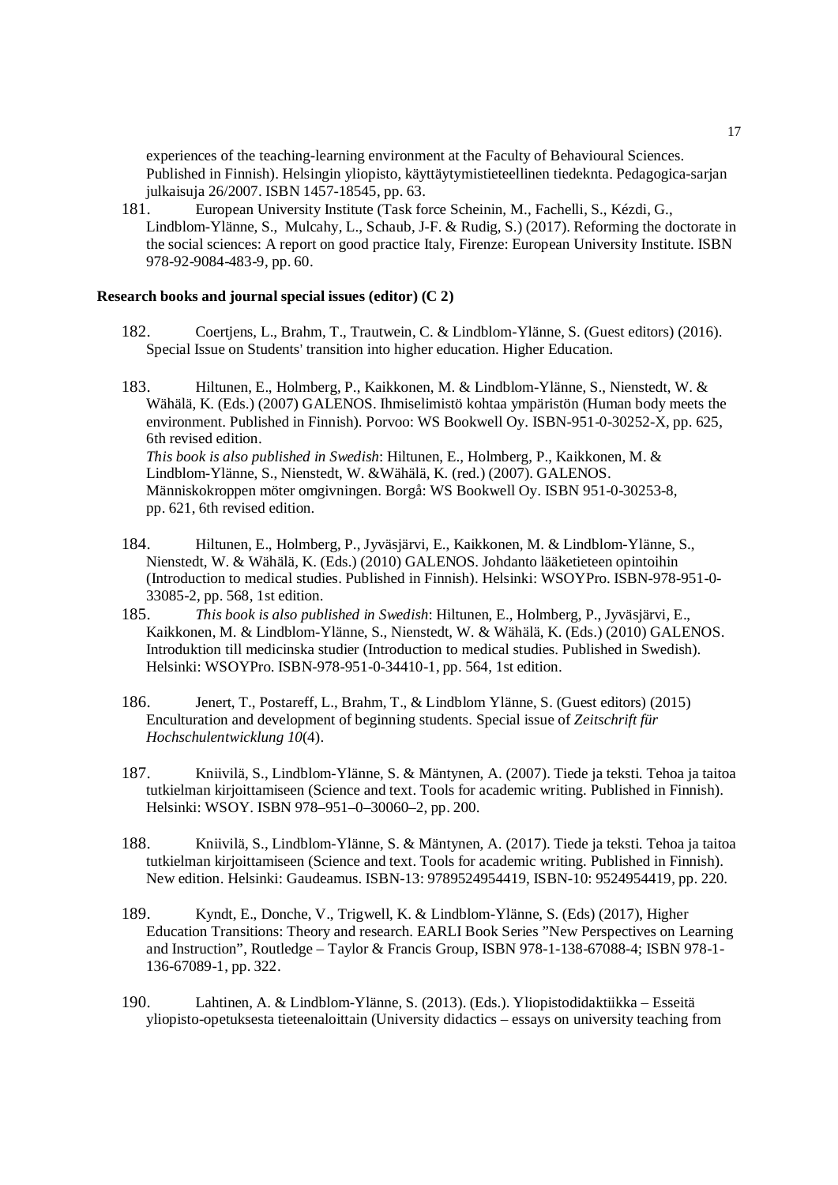experiences of the teaching-learning environment at the Faculty of Behavioural Sciences. Published in Finnish). Helsingin yliopisto, käyttäytymistieteellinen tiedekunta. Pedagogica-sarjan julkaisuja 26/2007. ISBN 1457-18545, pp. 63.

181. European University Institute (Task force Scheinin, M., Fachelli, S., Kézdi, G., Lindblom-Ylänne, S., Mulcahy, L., Schaub, J-F. & Rudig, S.) (2017). Reforming the doctorate in the social sciences: A report on good practice Italy, Firenze: European University Institute. ISBN 978-92-9084-483-9, pp. 60.

**Research books and journal special issues (editor) (C 2)**

182. Coertjens, L., Brahm, T., Trautwein, C. & Lindblom-Ylänne, S. (Guest editors) (2016). Special Issue on Students' transition into higher education. Higher Education.

183. Hiltunen, E., Holmberg, P., Kaikkonen, M. & Lindblom-Ylänne, S., Nienstedt, W. & Wähälä, K. (Eds.) (2007) GALENOS. Ihmiselimistö kohtaa ympäristön (Human body meets the environment. Published in Finnish). Porvoo: WS Bookwell Oy. ISBN-951-0-30252-X, pp. 625, 6th revised edition.
*This book is also published in Swedish*: Hiltunen, E., Holmberg, P., Kaikkonen, M. & Lindblom-Ylänne, S., Nienstedt, W. &Wähälä, K. (red.) (2007). GALENOS. Människokroppen möter omgivningen. Borgå: WS Bookwell Oy. ISBN 951-0-30253-8, pp. 621, 6th revised edition.

184. Hiltunen, E., Holmberg, P., Jyväsjärvi, E., Kaikkonen, M. & Lindblom-Ylänne, S., Nienstedt, W. & Wähälä, K. (Eds.) (2010) GALENOS. Johdanto lääketieteen opintoihin (Introduction to medical studies. Published in Finnish). Helsinki: WSOYPro. ISBN-978-951-0-33085-2, pp. 568, 1st edition.

185. *This book is also published in Swedish*: Hiltunen, E., Holmberg, P., Jyväsjärvi, E., Kaikkonen, M. & Lindblom-Ylänne, S., Nienstedt, W. & Wähälä, K. (Eds.) (2010) GALENOS. Introduktion till medicinska studier (Introduction to medical studies. Published in Swedish). Helsinki: WSOYPro. ISBN-978-951-0-34410-1, pp. 564, 1st edition.

186. Jenert, T., Postareff, L., Brahm, T., & Lindblom Ylänne, S. (Guest editors) (2015) Enculturation and development of beginning students. Special issue of *Zeitschrift für Hochschulentwicklung 10*(4).

187. Kniivilä, S., Lindblom-Ylänne, S. & Mäntynen, A. (2007). Tiede ja teksti. Tehoa ja taitoa tutkielman kirjoittamiseen (Science and text. Tools for academic writing. Published in Finnish). Helsinki: WSOY. ISBN 978–951–0–30060–2, pp. 200.

188. Kniivilä, S., Lindblom-Ylänne, S. & Mäntynen, A. (2017). Tiede ja teksti. Tehoa ja taitoa tutkielman kirjoittamiseen (Science and text. Tools for academic writing. Published in Finnish). New edition. Helsinki: Gaudeamus. ISBN-13: 9789524954419, ISBN-10: 9524954419, pp. 220.

189. Kyndt, E., Donche, V., Trigwell, K. & Lindblom-Ylänne, S. (Eds) (2017), Higher Education Transitions: Theory and research. EARLI Book Series "New Perspectives on Learning and Instruction", Routledge – Taylor & Francis Group, ISBN 978-1-138-67088-4; ISBN 978-1-136-67089-1, pp. 322.

190. Lahtinen, A. & Lindblom-Ylänne, S. (2013). (Eds.). Yliopistodidaktiikka – Esseitä yliopisto-opetuksesta tieteenaloittain (University didactics – essays on university teaching from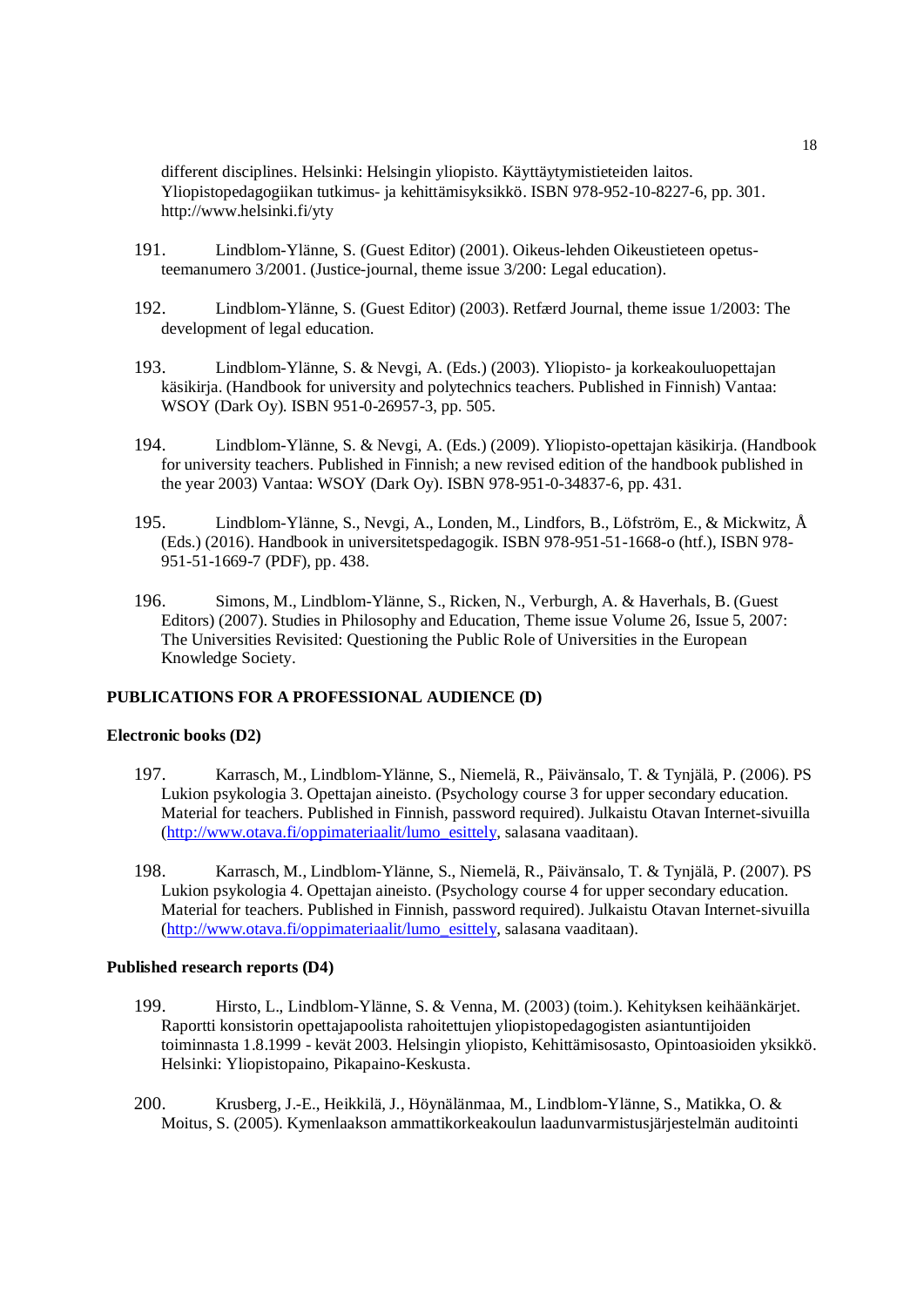different disciplines. Helsinki: Helsingin yliopisto. Käyttäytymistieteiden laitos. Yliopistopedagogiikan tutkimus- ja kehittämisyksikkö. ISBN 978-952-10-8227-6, pp. 301. http://www.helsinki.fi/yty

191. Lindblom-Ylänne, S. (Guest Editor) (2001). Oikeus-lehden Oikeustieteen opetus-teemanumero 3/2001. (Justice-journal, theme issue 3/200: Legal education).

192. Lindblom-Ylänne, S. (Guest Editor) (2003). Retfærd Journal, theme issue 1/2003: The development of legal education.

193. Lindblom-Ylänne, S. & Nevgi, A. (Eds.) (2003). Yliopisto- ja korkeakouluopettajan käsikirja. (Handbook for university and polytechnics teachers. Published in Finnish) Vantaa: WSOY (Dark Oy). ISBN 951-0-26957-3, pp. 505.

194. Lindblom-Ylänne, S. & Nevgi, A. (Eds.) (2009). Yliopisto-opettajan käsikirja. (Handbook for university teachers. Published in Finnish; a new revised edition of the handbook published in the year 2003) Vantaa: WSOY (Dark Oy). ISBN 978-951-0-34837-6, pp. 431.

195. Lindblom-Ylänne, S., Nevgi, A., Londen, M., Lindfors, B., Löfström, E., & Mickwitz, Å (Eds.) (2016). Handbook in universitetspedagogik. ISBN 978-951-51-1668-o (htf.), ISBN 978-951-51-1669-7 (PDF), pp. 438.

196. Simons, M., Lindblom-Ylänne, S., Ricken, N., Verburgh, A. & Haverhals, B. (Guest Editors) (2007). Studies in Philosophy and Education, Theme issue Volume 26, Issue 5, 2007: The Universities Revisited: Questioning the Public Role of Universities in the European Knowledge Society.

## PUBLICATIONS FOR A PROFESSIONAL AUDIENCE (D)

### Electronic books (D2)

197. Karrasch, M., Lindblom-Ylänne, S., Niemelä, R., Päivänsalo, T. & Tynjälä, P. (2006). PS Lukion psykologia 3. Opettajan aineisto. (Psychology course 3 for upper secondary education. Material for teachers. Published in Finnish, password required). Julkaistu Otavan Internet-sivuilla (http://www.otava.fi/oppimateriaalit/lumo_esittely, salasana vaaditaan).

198. Karrasch, M., Lindblom-Ylänne, S., Niemelä, R., Päivänsalo, T. & Tynjälä, P. (2007). PS Lukion psykologia 4. Opettajan aineisto. (Psychology course 4 for upper secondary education. Material for teachers. Published in Finnish, password required). Julkaistu Otavan Internet-sivuilla (http://www.otava.fi/oppimateriaalit/lumo_esittely, salasana vaaditaan).

### Published research reports (D4)

199. Hirsto, L., Lindblom-Ylänne, S. & Venna, M. (2003) (toim.). Kehityksen keihäänkärjet. Raportti konsistorin opettajapoolista rahoitettujen yliopistopedagogisten asiantuntijoiden toiminnasta 1.8.1999 - kevät 2003. Helsingin yliopisto, Kehittämisosasto, Opintoasioiden yksikkö. Helsinki: Yliopistopaino, Pikapaino-Keskusta.

200. Krusberg, J.-E., Heikkilä, J., Höynälänmaa, M., Lindblom-Ylänne, S., Matikka, O. & Moitus, S. (2005). Kymenlaakson ammattikorkeakoulun laadunvarmistusjärjestelmän auditointi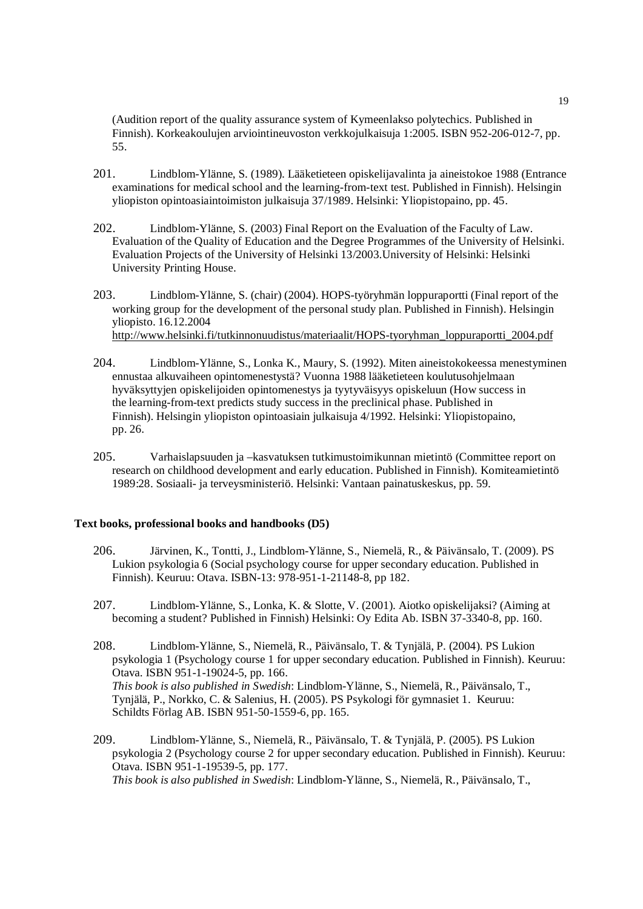(Audition report of the quality assurance system of Kymeenlakso polytechics. Published in Finnish). Korkeakoulujen arviointineuvoston verkkojulkaisuja 1:2005. ISBN 952-206-012-7, pp. 55.

201. Lindblom-Ylänne, S. (1989). Lääketieteen opiskelijavalinta ja aineistokoe 1988 (Entrance examinations for medical school and the learning-from-text test. Published in Finnish). Helsingin yliopiston opintoasiaintoimiston julkaisuja 37/1989. Helsinki: Yliopistopaino, pp. 45.

202. Lindblom-Ylänne, S. (2003) Final Report on the Evaluation of the Faculty of Law. Evaluation of the Quality of Education and the Degree Programmes of the University of Helsinki. Evaluation Projects of the University of Helsinki 13/2003.University of Helsinki: Helsinki University Printing House.

203. Lindblom-Ylänne, S. (chair) (2004). HOPS-työryhmän loppuraportti (Final report of the working group for the development of the personal study plan. Published in Finnish). Helsingin yliopisto. 16.12.2004 http://www.helsinki.fi/tutkinnonuudistus/materiaalit/HOPS-tyoryhman_loppuraportti_2004.pdf

204. Lindblom-Ylänne, S., Lonka K., Maury, S. (1992). Miten aineistokokeessa menestyminen ennustaa alkuvaiheen opintomenestystä? Vuonna 1988 lääketieteen koulutusohjelmaan hyväksyttyjen opiskelijoiden opintomenestys ja tyytyväisyys opiskeluun (How success in the learning-from-text predicts study success in the preclinical phase. Published in Finnish). Helsingin yliopiston opintoasiain julkaisuja 4/1992. Helsinki: Yliopistopaino, pp. 26.

205. Varhaislapsuuden ja –kasvatuksen tutkimustoimikunnan mietintö (Committee report on research on childhood development and early education. Published in Finnish). Komiteamietintö 1989:28. Sosiaali- ja terveysministeriö. Helsinki: Vantaan painatuskeskus, pp. 59.

### Text books, professional books and handbooks (D5)

206. Järvinen, K., Tontti, J., Lindblom-Ylänne, S., Niemelä, R., & Päivänsalo, T. (2009). PS Lukion psykologia 6 (Social psychology course for upper secondary education. Published in Finnish). Keuruu: Otava. ISBN-13: 978-951-1-21148-8, pp 182.

207. Lindblom-Ylänne, S., Lonka, K. & Slotte, V. (2001). Aiotko opiskelijaksi? (Aiming at becoming a student? Published in Finnish) Helsinki: Oy Edita Ab. ISBN 37-3340-8, pp. 160.

208. Lindblom-Ylänne, S., Niemelä, R., Päivänsalo, T. & Tynjälä, P. (2004). PS Lukion psykologia 1 (Psychology course 1 for upper secondary education. Published in Finnish). Keuruu: Otava. ISBN 951-1-19024-5, pp. 166.
*This book is also published in Swedish*: Lindblom-Ylänne, S., Niemelä, R., Päivänsalo, T., Tynjälä, P., Norkko, C. & Salenius, H. (2005). PS Psykologi för gymnasiet 1. Keuruu: Schildts Förlag AB. ISBN 951-50-1559-6, pp. 165.

209. Lindblom-Ylänne, S., Niemelä, R., Päivänsalo, T. & Tynjälä, P. (2005). PS Lukion psykologia 2 (Psychology course 2 for upper secondary education. Published in Finnish). Keuruu: Otava. ISBN 951-1-19539-5, pp. 177.
*This book is also published in Swedish*: Lindblom-Ylänne, S., Niemelä, R., Päivänsalo, T.,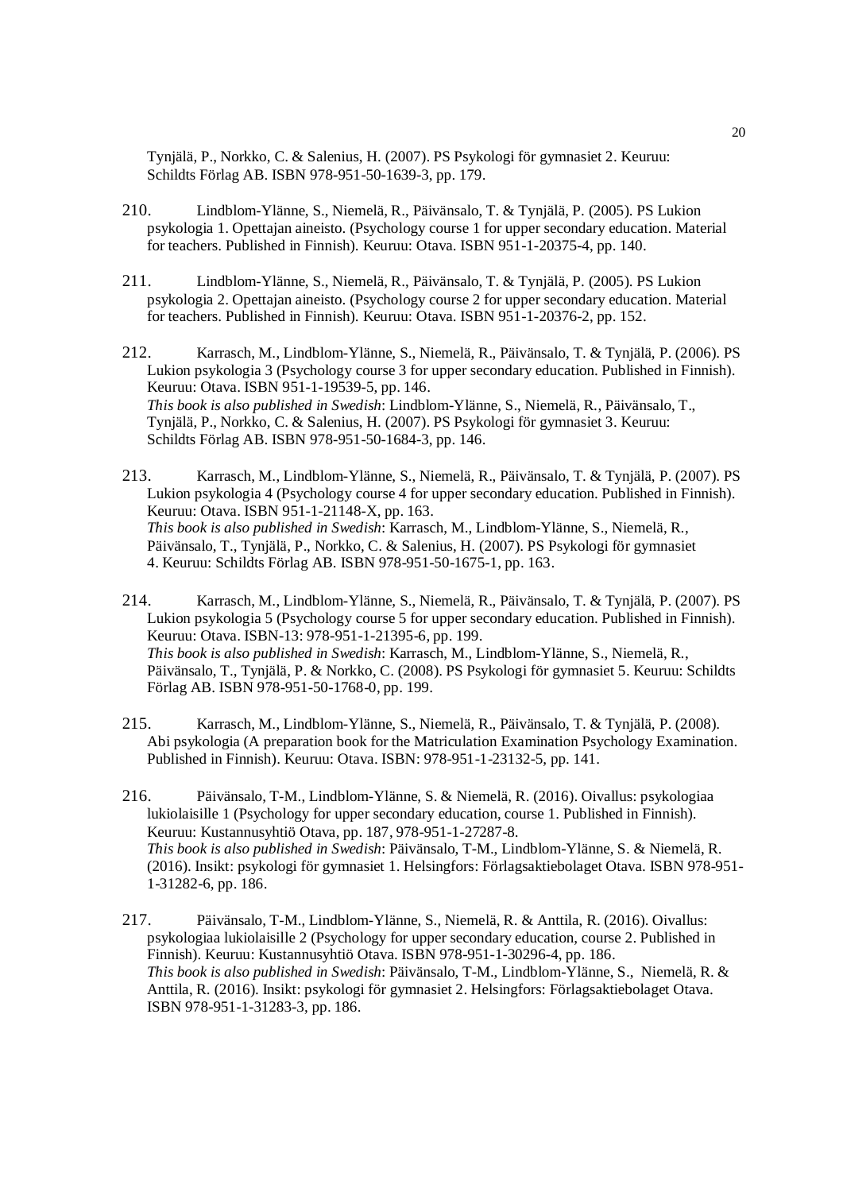Tynjälä, P., Norkko, C. & Salenius, H. (2007). PS Psykologi för gymnasiet 2. Keuruu: Schildts Förlag AB. ISBN 978-951-50-1639-3, pp. 179.

210. Lindblom-Ylänne, S., Niemelä, R., Päivänsalo, T. & Tynjälä, P. (2005). PS Lukion psykologia 1. Opettajan aineisto. (Psychology course 1 for upper secondary education. Material for teachers. Published in Finnish). Keuruu: Otava. ISBN 951-1-20375-4, pp. 140.

211. Lindblom-Ylänne, S., Niemelä, R., Päivänsalo, T. & Tynjälä, P. (2005). PS Lukion psykologia 2. Opettajan aineisto. (Psychology course 2 for upper secondary education. Material for teachers. Published in Finnish). Keuruu: Otava. ISBN 951-1-20376-2, pp. 152.

212. Karrasch, M., Lindblom-Ylänne, S., Niemelä, R., Päivänsalo, T. & Tynjälä, P. (2006). PS Lukion psykologia 3 (Psychology course 3 for upper secondary education. Published in Finnish). Keuruu: Otava. ISBN 951-1-19539-5, pp. 146.
*This book is also published in Swedish*: Lindblom-Ylänne, S., Niemelä, R., Päivänsalo, T., Tynjälä, P., Norkko, C. & Salenius, H. (2007). PS Psykologi för gymnasiet 3. Keuruu: Schildts Förlag AB. ISBN 978-951-50-1684-3, pp. 146.

213. Karrasch, M., Lindblom-Ylänne, S., Niemelä, R., Päivänsalo, T. & Tynjälä, P. (2007). PS Lukion psykologia 4 (Psychology course 4 for upper secondary education. Published in Finnish). Keuruu: Otava. ISBN 951-1-21148-X, pp. 163.
*This book is also published in Swedish*: Karrasch, M., Lindblom-Ylänne, S., Niemelä, R., Päivänsalo, T., Tynjälä, P., Norkko, C. & Salenius, H. (2007). PS Psykologi för gymnasiet 4. Keuruu: Schildts Förlag AB. ISBN 978-951-50-1675-1, pp. 163.

214. Karrasch, M., Lindblom-Ylänne, S., Niemelä, R., Päivänsalo, T. & Tynjälä, P. (2007). PS Lukion psykologia 5 (Psychology course 5 for upper secondary education. Published in Finnish). Keuruu: Otava. ISBN-13: 978-951-1-21395-6, pp. 199.
*This book is also published in Swedish*: Karrasch, M., Lindblom-Ylänne, S., Niemelä, R., Päivänsalo, T., Tynjälä, P. & Norkko, C. (2008). PS Psykologi för gymnasiet 5. Keuruu: Schildts Förlag AB. ISBN 978-951-50-1768-0, pp. 199.

215. Karrasch, M., Lindblom-Ylänne, S., Niemelä, R., Päivänsalo, T. & Tynjälä, P. (2008). Abi psykologia (A preparation book for the Matriculation Examination Psychology Examination. Published in Finnish). Keuruu: Otava. ISBN: 978-951-1-23132-5, pp. 141.

216. Päivänsalo, T-M., Lindblom-Ylänne, S. & Niemelä, R. (2016). Oivallus: psykologiaa lukiolaisille 1 (Psychology for upper secondary education, course 1. Published in Finnish). Keuruu: Kustannusyhtiö Otava, pp. 187, 978-951-1-27287-8.
*This book is also published in Swedish*: Päivänsalo, T-M., Lindblom-Ylänne, S. & Niemelä, R. (2016). Insikt: psykologi för gymnasiet 1. Helsingfors: Förlagsaktiebolaget Otava. ISBN 978-951-1-31282-6, pp. 186.

217. Päivänsalo, T-M., Lindblom-Ylänne, S., Niemelä, R. & Anttila, R. (2016). Oivallus: psykologiaa lukiolaisille 2 (Psychology for upper secondary education, course 2. Published in Finnish). Keuruu: Kustannusyhtiö Otava. ISBN 978-951-1-30296-4, pp. 186.
*This book is also published in Swedish*: Päivänsalo, T-M., Lindblom-Ylänne, S., Niemelä, R. & Anttila, R. (2016). Insikt: psykologi för gymnasiet 2. Helsingfors: Förlagsaktiebolaget Otava. ISBN 978-951-1-31283-3, pp. 186.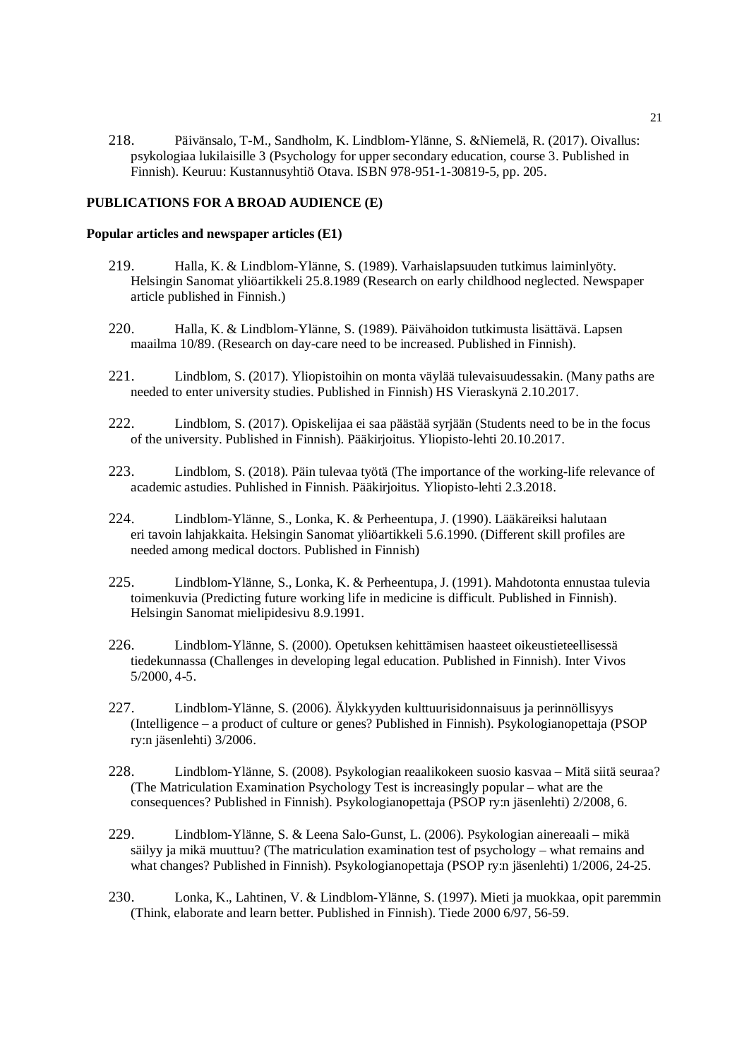218. Päivänsalo, T-M., Sandholm, K. Lindblom-Ylänne, S. &Niemelä, R. (2017). Oivallus: psykologiaa lukilaisille 3 (Psychology for upper secondary education, course 3. Published in Finnish). Keuruu: Kustannusyhtiö Otava. ISBN 978-951-1-30819-5, pp. 205.

**PUBLICATIONS FOR A BROAD AUDIENCE (E)**

**Popular articles and newspaper articles (E1)**

219. Halla, K. & Lindblom-Ylänne, S. (1989). Varhaislapsuuden tutkimus laiminlyöty. Helsingin Sanomat yliöartikkeli 25.8.1989 (Research on early childhood neglected. Newspaper article published in Finnish.)

220. Halla, K. & Lindblom-Ylänne, S. (1989). Päivähoidon tutkimusta lisättävä. Lapsen maailma 10/89. (Research on day-care need to be increased. Published in Finnish).

221. Lindblom, S. (2017). Yliopistoihin on monta väylää tulevaisuudessakin. (Many paths are needed to enter university studies. Published in Finnish) HS Vieraskynä 2.10.2017.

222. Lindblom, S. (2017). Opiskelijaa ei saa päästää syrjään (Students need to be in the focus of the university. Published in Finnish). Pääkirjoitus. Yliopisto-lehti 20.10.2017.

223. Lindblom, S. (2018). Päin tulevaa työtä (The importance of the working-life relevance of academic astudies. Puhlished in Finnish. Pääkirjoitus. Yliopisto-lehti 2.3.2018.

224. Lindblom-Ylänne, S., Lonka, K. & Perheentupa, J. (1990). Lääkäreiksi halutaan eri tavoin lahjakkaita. Helsingin Sanomat yliöartikkeli 5.6.1990. (Different skill profiles are needed among medical doctors. Published in Finnish)

225. Lindblom-Ylänne, S., Lonka, K. & Perheentupa, J. (1991). Mahdotonta ennustaa tulevia toimenkuvia (Predicting future working life in medicine is difficult. Published in Finnish). Helsingin Sanomat mielipidesivu 8.9.1991.

226. Lindblom-Ylänne, S. (2000). Opetuksen kehittämisen haasteet oikeustieteellisessä tiedekunnassa (Challenges in developing legal education. Published in Finnish). Inter Vivos 5/2000, 4-5.

227. Lindblom-Ylänne, S. (2006). Älykkyyden kulttuurisidonnaisuus ja perinnöllisyys (Intelligence – a product of culture or genes? Published in Finnish). Psykologianopettaja (PSOP ry:n jäsenlehti) 3/2006.

228. Lindblom-Ylänne, S. (2008). Psykologian reaalikokeen suosio kasvaa – Mitä siitä seuraa? (The Matriculation Examination Psychology Test is increasingly popular – what are the consequences? Published in Finnish). Psykologianopettaja (PSOP ry:n jäsenlehti) 2/2008, 6.

229. Lindblom-Ylänne, S. & Leena Salo-Gunst, L. (2006). Psykologian ainereaali – mikä säilyy ja mikä muuttuu? (The matriculation examination test of psychology – what remains and what changes? Published in Finnish). Psykologianopettaja (PSOP ry:n jäsenlehti) 1/2006, 24-25.

230. Lonka, K., Lahtinen, V. & Lindblom-Ylänne, S. (1997). Mieti ja muokkaa, opit paremmin (Think, elaborate and learn better. Published in Finnish). Tiede 2000 6/97, 56-59.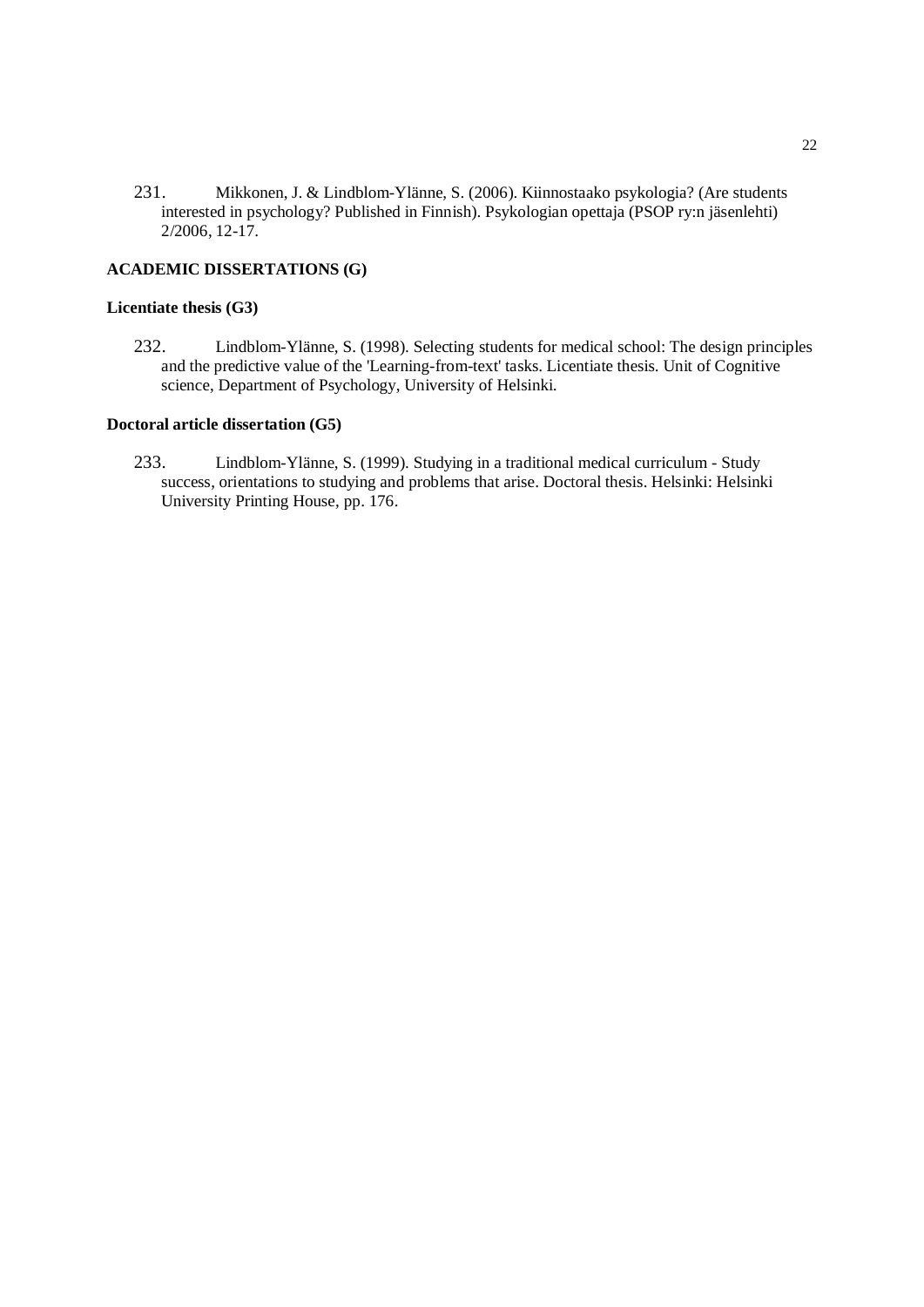231. Mikkonen, J. & Lindblom-Ylänne, S. (2006). Kiinnostaako psykologia? (Are students interested in psychology? Published in Finnish). Psykologian opettaja (PSOP ry:n jäsenlehti) 2/2006, 12-17.

**ACADEMIC DISSERTATIONS (G)**

**Licentiate thesis (G3)**

232. Lindblom-Ylänne, S. (1998). Selecting students for medical school: The design principles and the predictive value of the 'Learning-from-text' tasks. Licentiate thesis. Unit of Cognitive science, Department of Psychology, University of Helsinki.

**Doctoral article dissertation (G5)**

233. Lindblom-Ylänne, S. (1999). Studying in a traditional medical curriculum - Study success, orientations to studying and problems that arise. Doctoral thesis. Helsinki: Helsinki University Printing House, pp. 176.